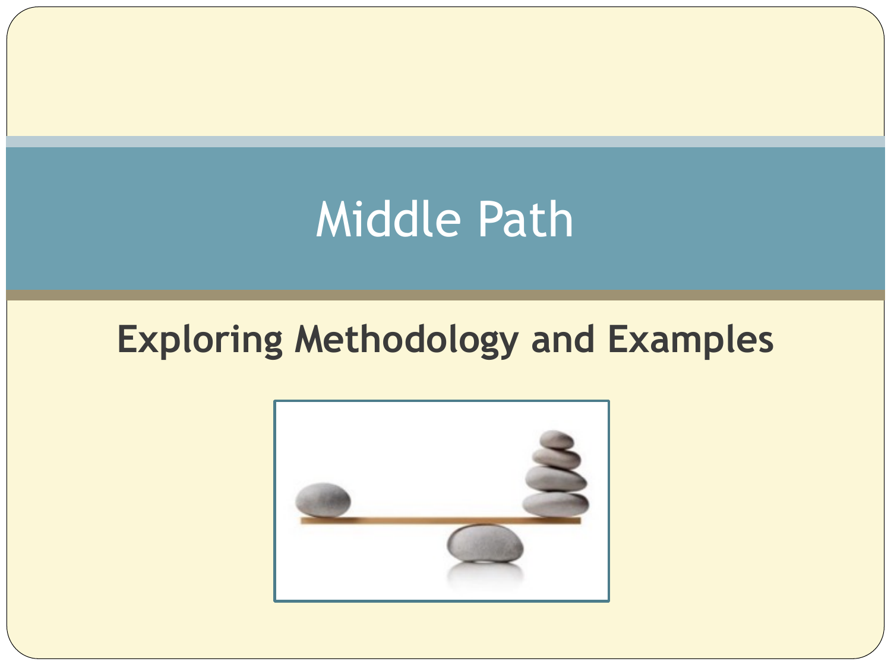# Middle Path

## Exploring Methodology and Examples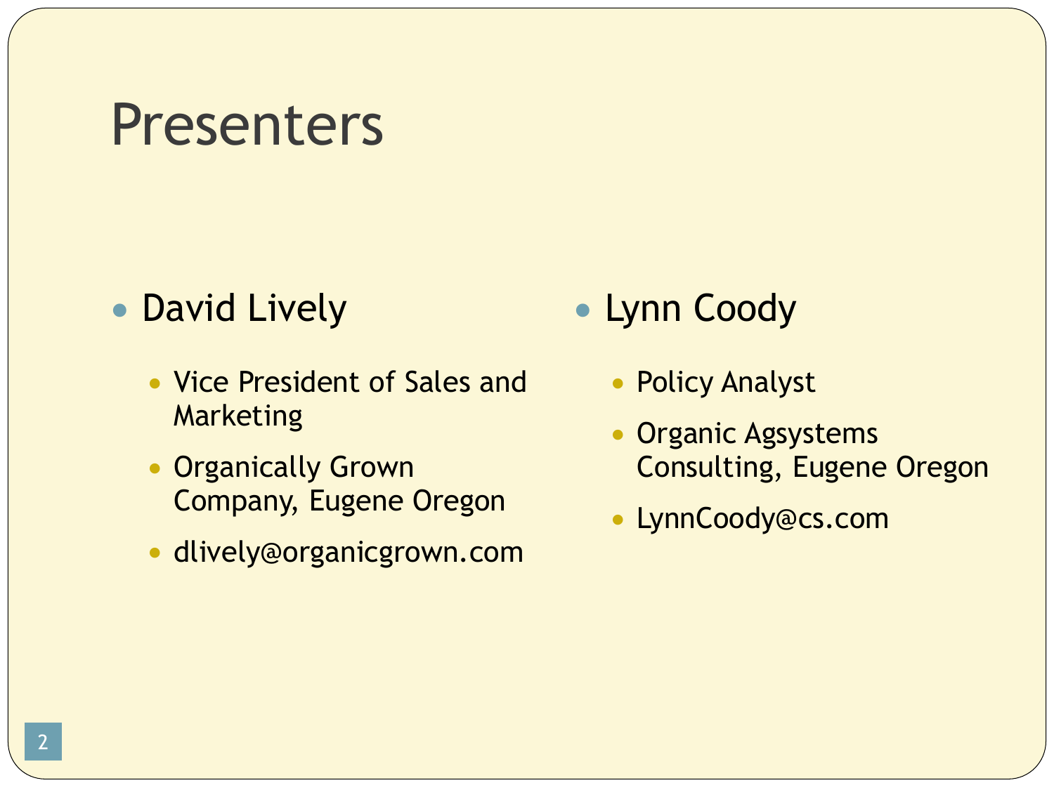# Presenters

- David Lively
  - Vice President of Sales and Marketing
  - Organically Grown Company, Eugene Oregon
  - dlively@organicgrown.com

- Lynn Coody
  - Policy Analyst
  - Organic Agsystems Consulting, Eugene Oregon
  - LynnCoody@cs.com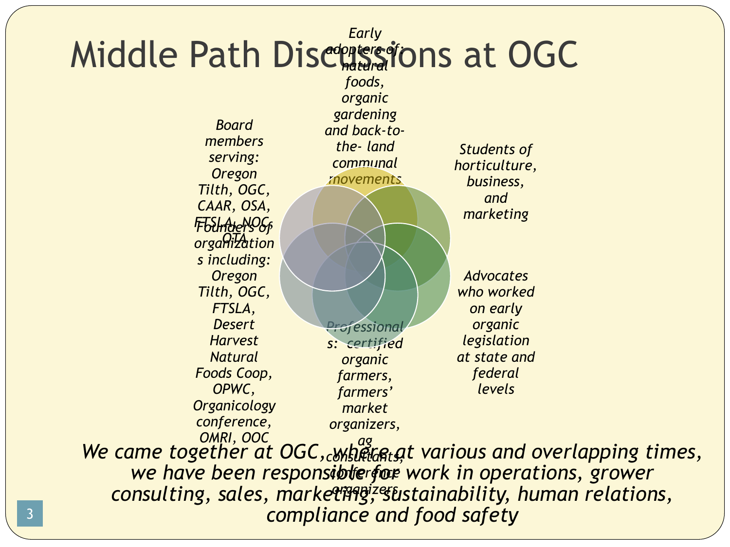# Middle Path Discussions at OGC

*Early adopters of: natural foods, organic gardening and back-to-the- land communal movements*

*Students of horticulture, business, and marketing*

*Advocates who worked on early organic legislation at state and federal levels*

*Professionals: certified organic farmers, farmers' market organizers, ag consultants, conference organizers*

*Founders of organizations including: Oregon Tilth, OGC, FTSLA, Desert Harvest Natural Foods Coop, OPWC, Organicology conference, OMRI, OOC*

*Board members serving: Oregon Tilth, OGC, CAAR, OSA, FTSLA, NOC, OTA*

*We came together at OGC, where at various and overlapping times, we have been responsible for work in operations, grower consulting, sales, marketing, sustainability, human relations, compliance and food safety*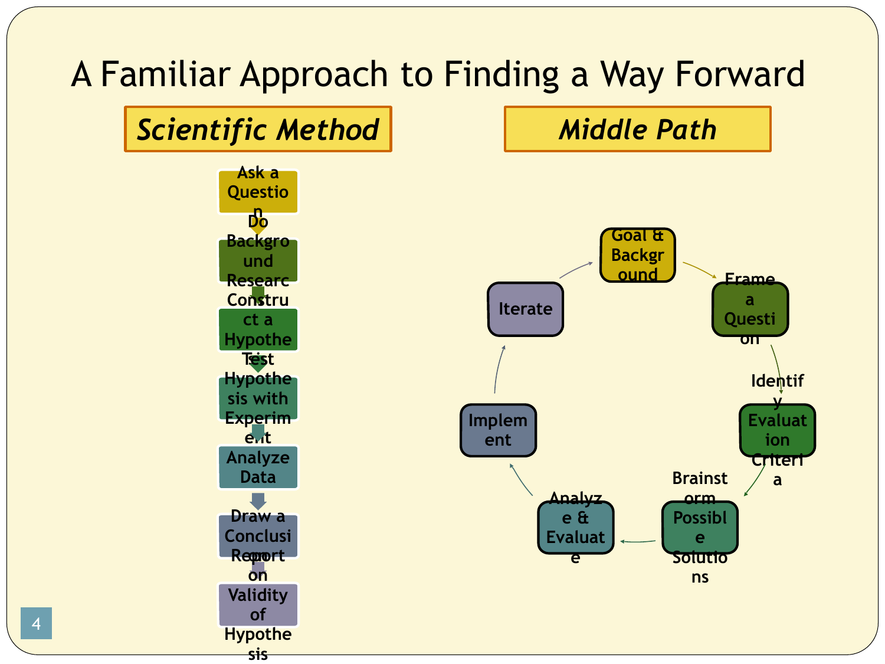# A Familiar Approach to Finding a Way Forward

## *Scientific Method*

1. Ask a Question
2. Do Background Research
3. Construct a Hypothesis
4. Test Hypothesis with Experiment
5. Analyze Data
6. Draw a Conclusion
7. Report on Validity of Hypothesis

## *Middle Path*

1. Goal & Background
2. Frame a Question
3. Identify Evaluation Criteria
4. Brainstorm Possible Solutions
5. Analyze & Evaluate
6. Implement
7. Iterate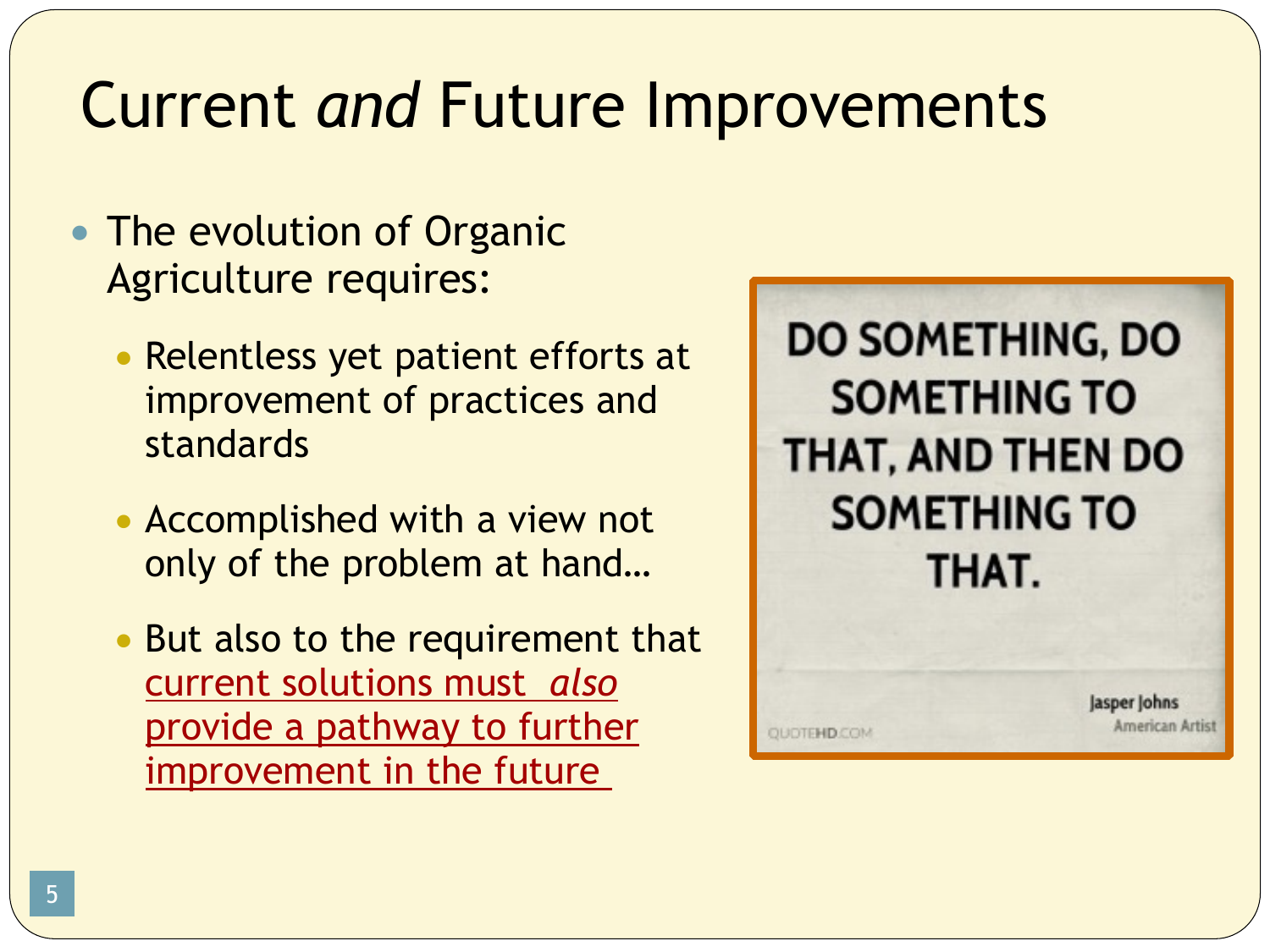# Current *and* Future Improvements

- The evolution of Organic Agriculture requires:
  - Relentless yet patient efforts at improvement of practices and standards
  - Accomplished with a view not only of the problem at hand…
  - But also to the requirement that current solutions must *also* provide a pathway to further improvement in the future

DO SOMETHING, DO SOMETHING TO THAT, AND THEN DO SOMETHING TO THAT.

Jasper Johns
American Artist

QUOTEHD.COM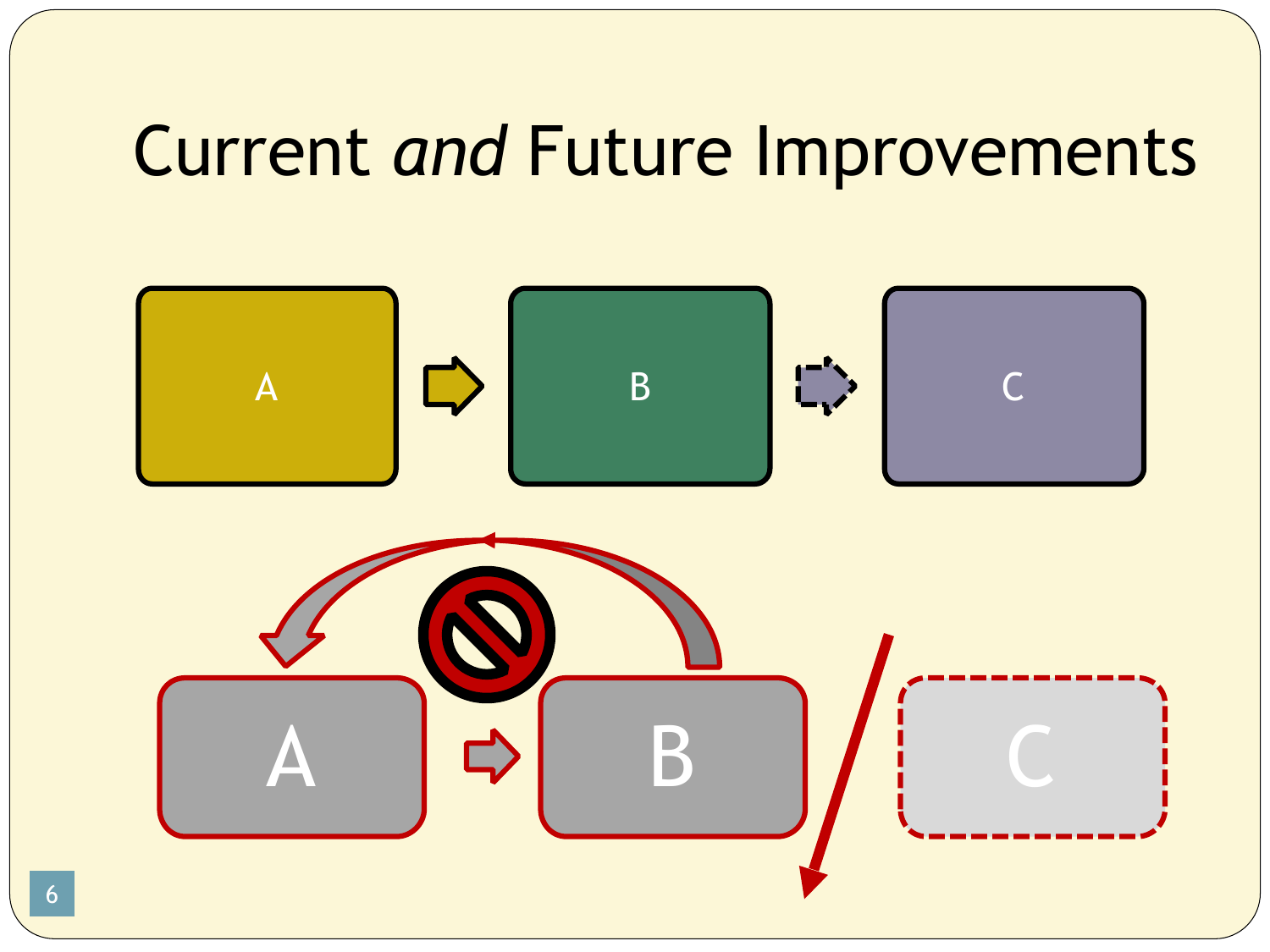# Current *and* Future Improvements

A

B

C

A

B

C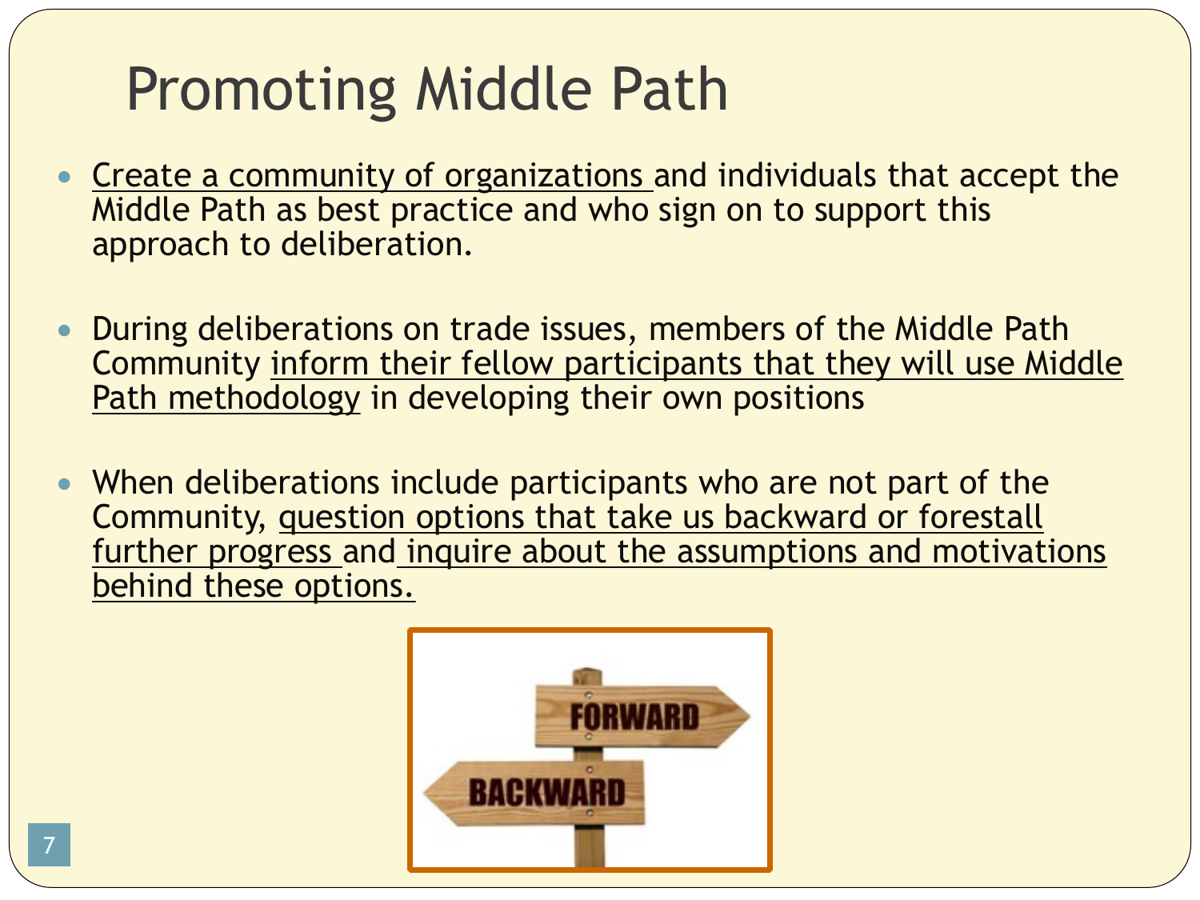# Promoting Middle Path

- Create a community of organizations and individuals that accept the Middle Path as best practice and who sign on to support this approach to deliberation.

- During deliberations on trade issues, members of the Middle Path Community inform their fellow participants that they will use Middle Path methodology in developing their own positions

- When deliberations include participants who are not part of the Community, question options that take us backward or forestall further progress and inquire about the assumptions and motivations behind these options.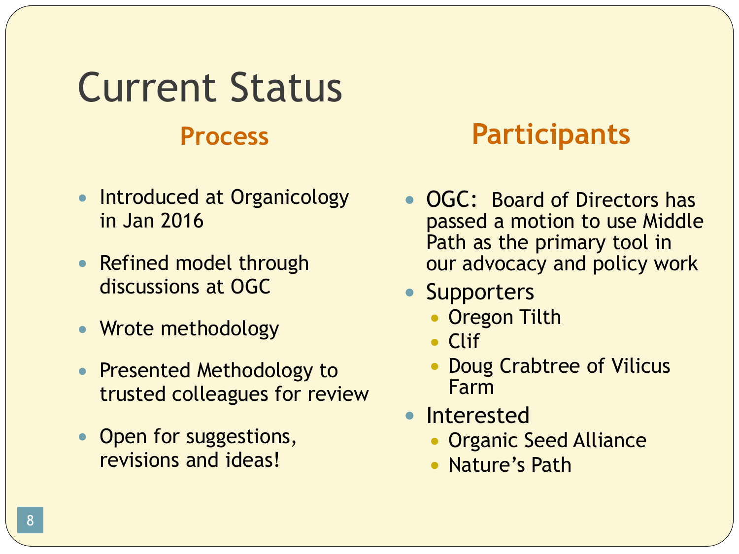# Current Status

## Process

- Introduced at Organicology in Jan 2016
- Refined model through discussions at OGC
- Wrote methodology
- Presented Methodology to trusted colleagues for review
- Open for suggestions, revisions and ideas!

## Participants

- OGC: Board of Directors has passed a motion to use Middle Path as the primary tool in our advocacy and policy work
- Supporters
  - Oregon Tilth
  - Clif
  - Doug Crabtree of Vilicus Farm
- Interested
  - Organic Seed Alliance
  - Nature's Path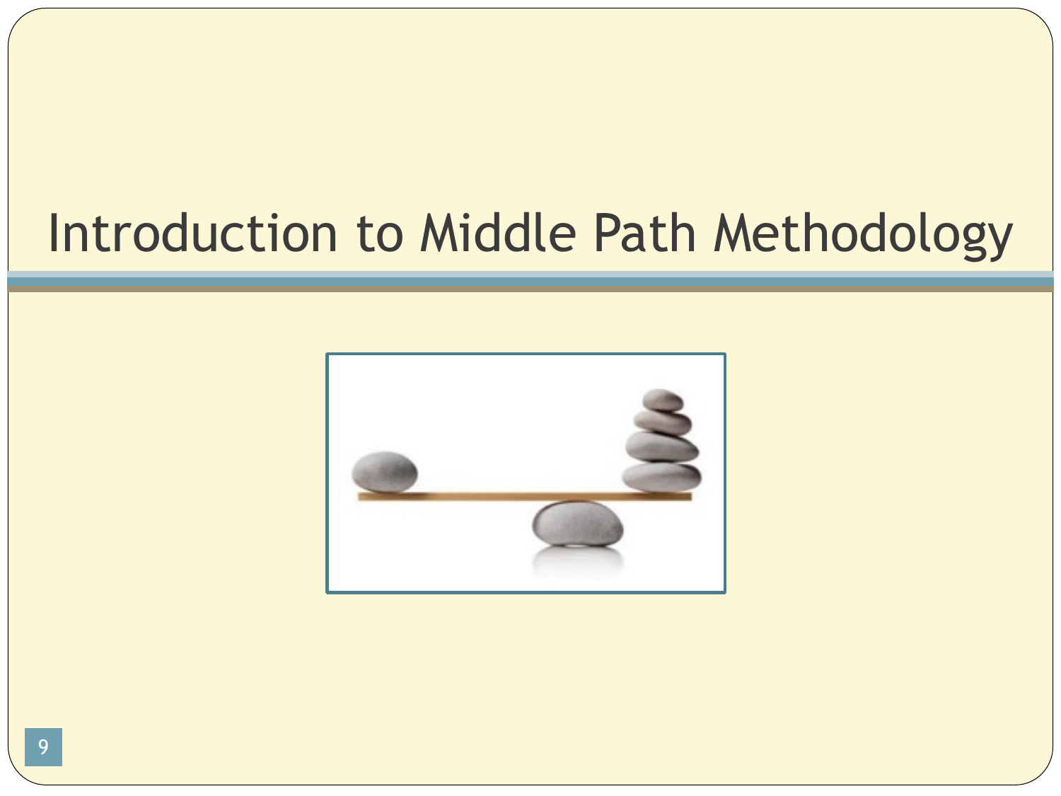# Introduction to Middle Path Methodology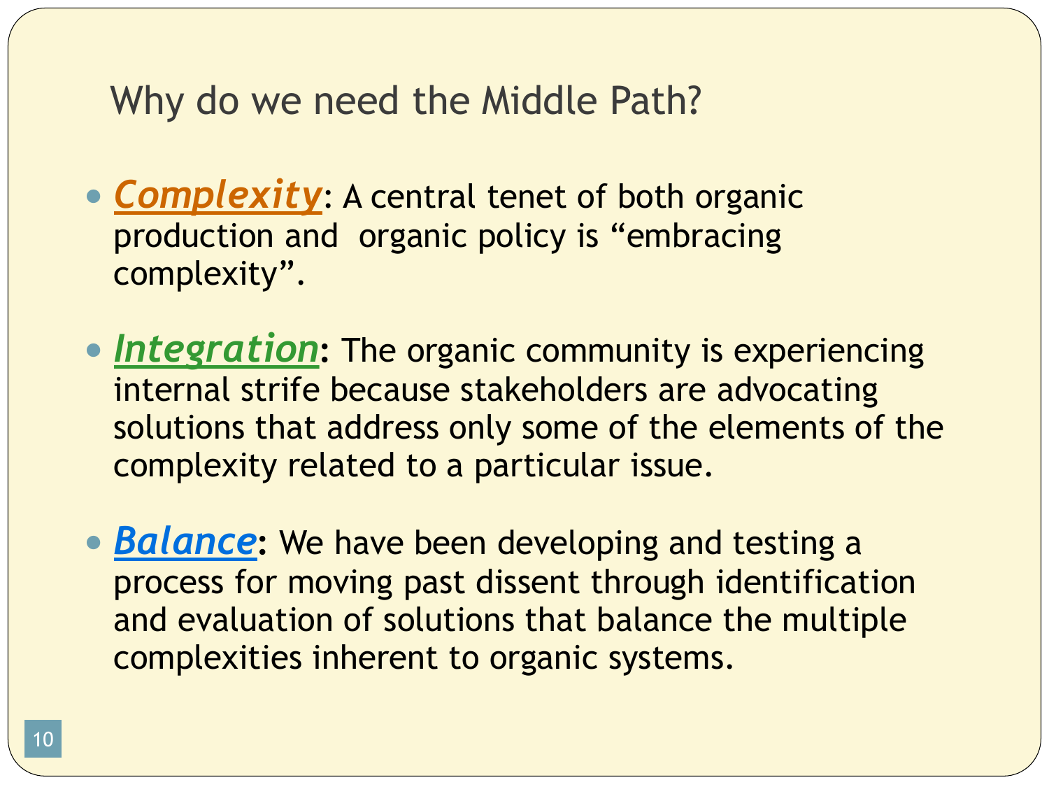# Why do we need the Middle Path?

- ***Complexity***: A central tenet of both organic production and organic policy is "embracing complexity".

- ***Integration***: The organic community is experiencing internal strife because stakeholders are advocating solutions that address only some of the elements of the complexity related to a particular issue.

- ***Balance***: We have been developing and testing a process for moving past dissent through identification and evaluation of solutions that balance the multiple complexities inherent to organic systems.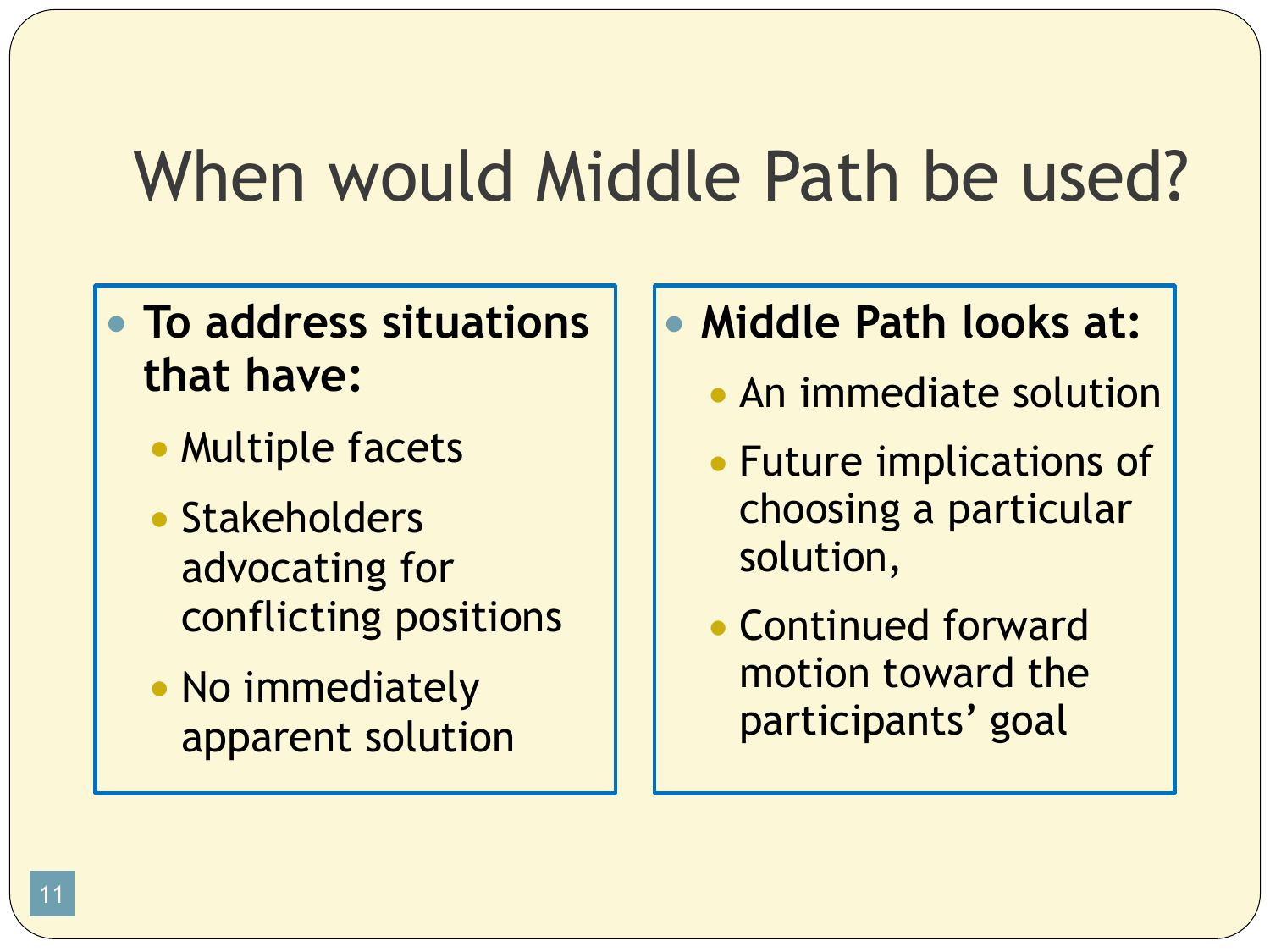# When would Middle Path be used?

- **To address situations that have:**
  - Multiple facets
  - Stakeholders advocating for conflicting positions
  - No immediately apparent solution

- **Middle Path looks at:**
  - An immediate solution
  - Future implications of choosing a particular solution,
  - Continued forward motion toward the participants' goal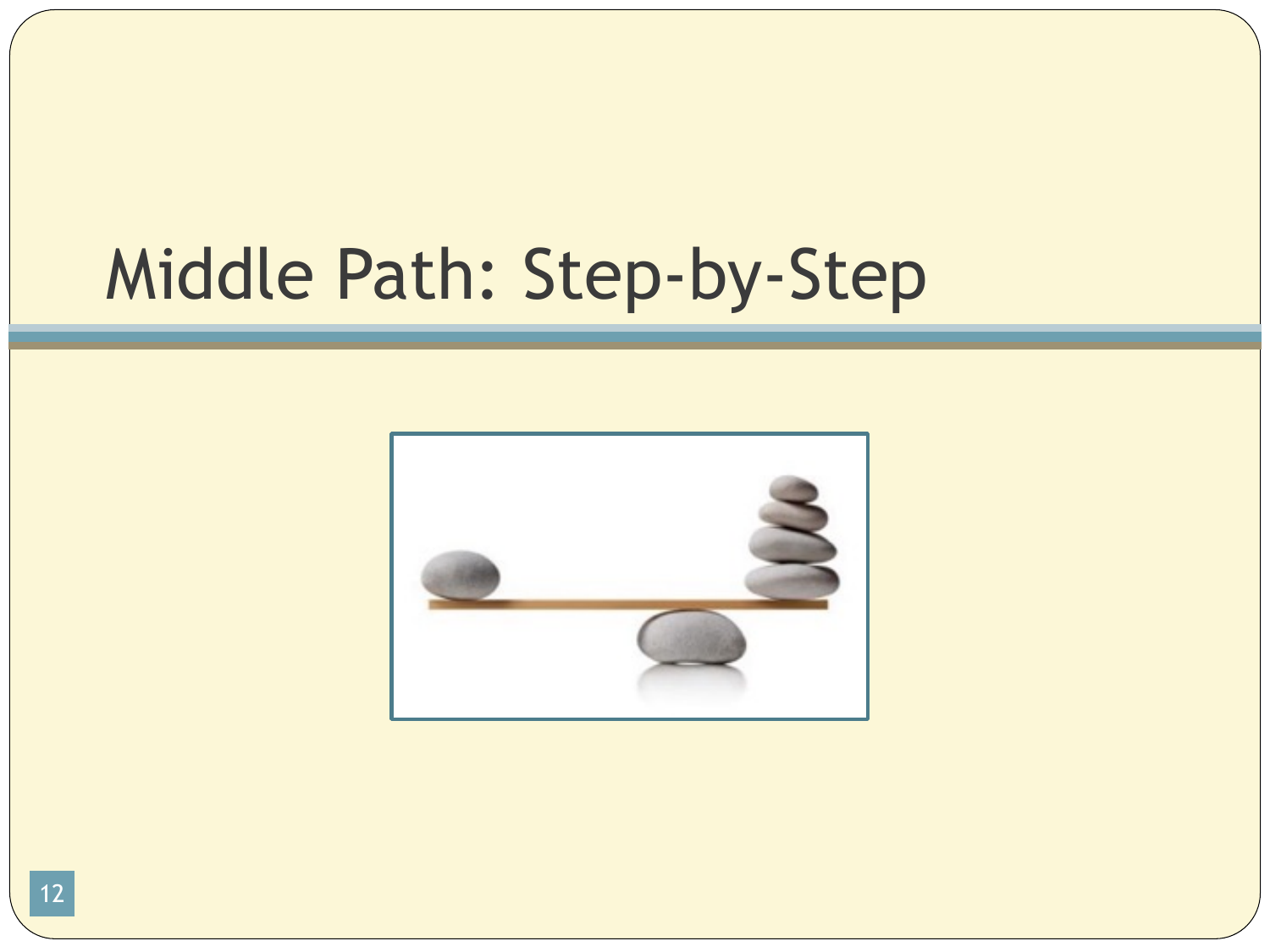# Middle Path: Step-by-Step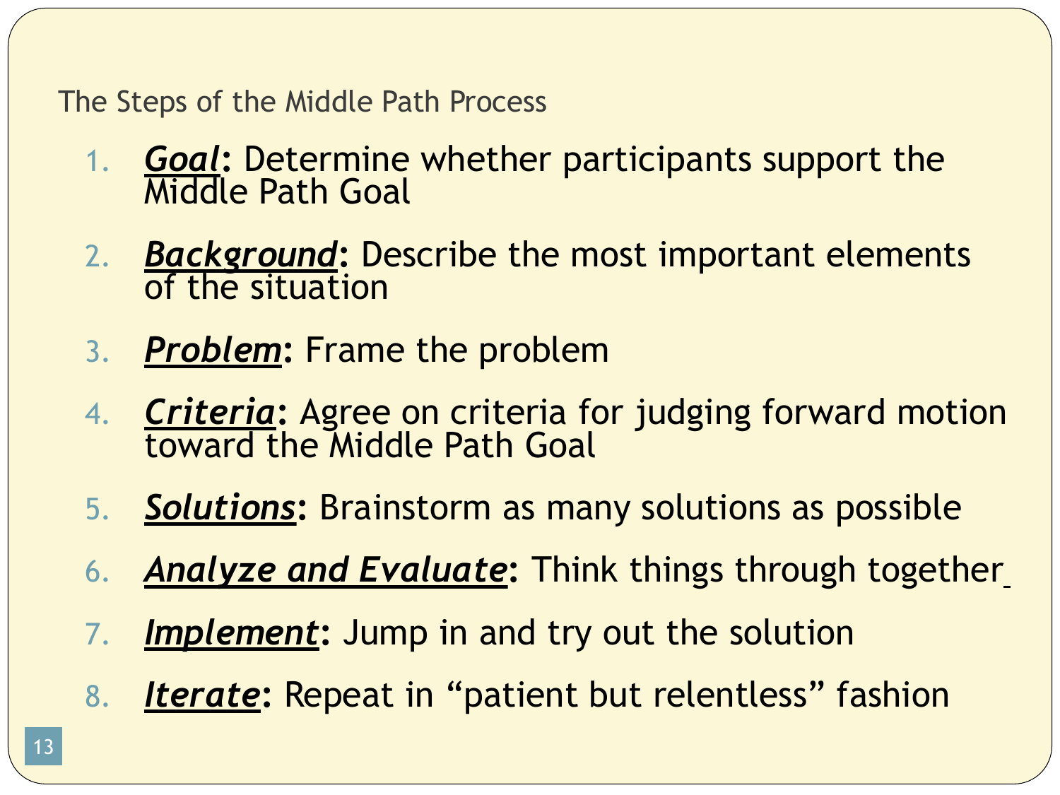## The Steps of the Middle Path Process

1. ***Goal*:** Determine whether participants support the Middle Path Goal
2. ***Background*:** Describe the most important elements of the situation
3. ***Problem*:** Frame the problem
4. ***Criteria*:** Agree on criteria for judging forward motion toward the Middle Path Goal
5. ***Solutions*:** Brainstorm as many solutions as possible
6. ***Analyze and Evaluate*:** Think things through together
7. ***Implement*:** Jump in and try out the solution
8. ***Iterate*:** Repeat in "patient but relentless" fashion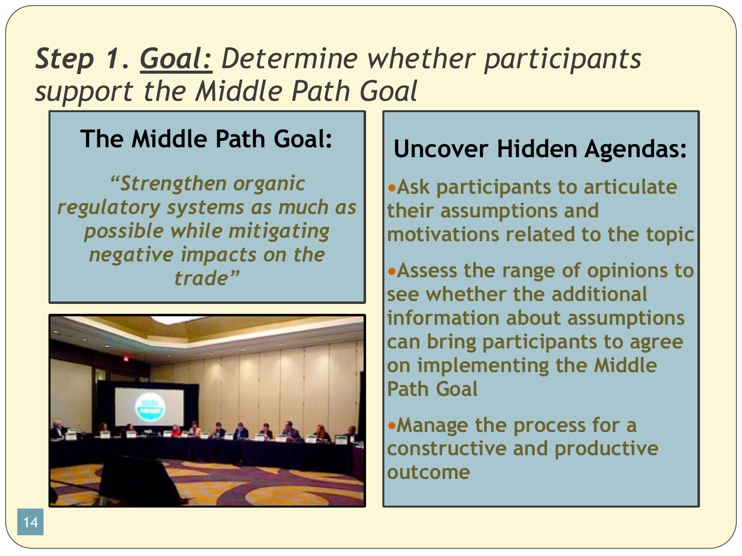# *Step 1. Goal: Determine whether participants support the Middle Path Goal*

## The Middle Path Goal:

***"Strengthen organic regulatory systems as much as possible while mitigating negative impacts on the trade"***

## Uncover Hidden Agendas:

- **Ask participants to articulate their assumptions and motivations related to the topic**
- **Assess the range of opinions to see whether the additional information about assumptions can bring participants to agree on implementing the Middle Path Goal**
- **Manage the process for a constructive and productive outcome**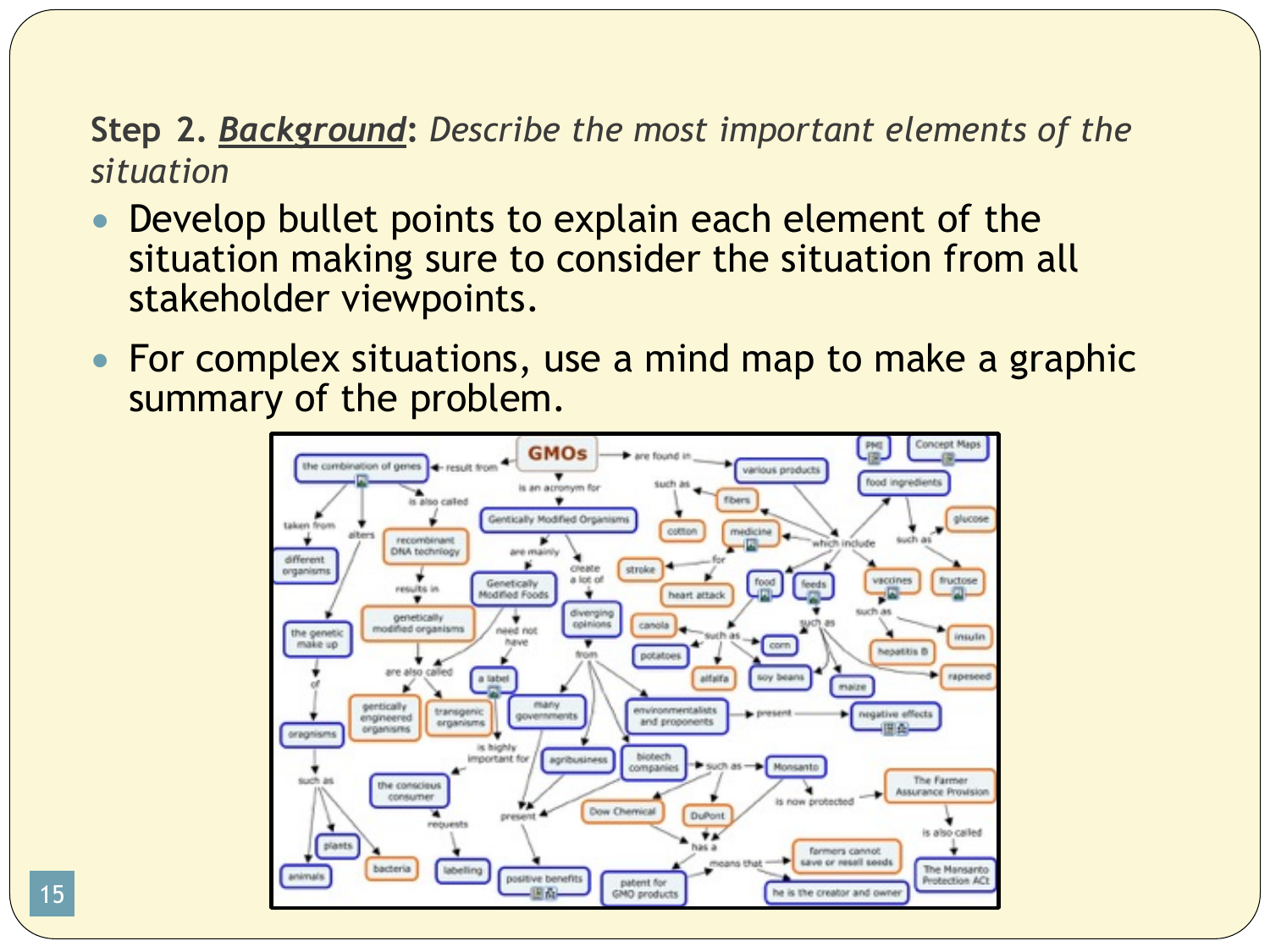**Step 2. *Background*:** *Describe the most important elements of the situation*

- Develop bullet points to explain each element of the situation making sure to consider the situation from all stakeholder viewpoints.
- For complex situations, use a mind map to make a graphic summary of the problem.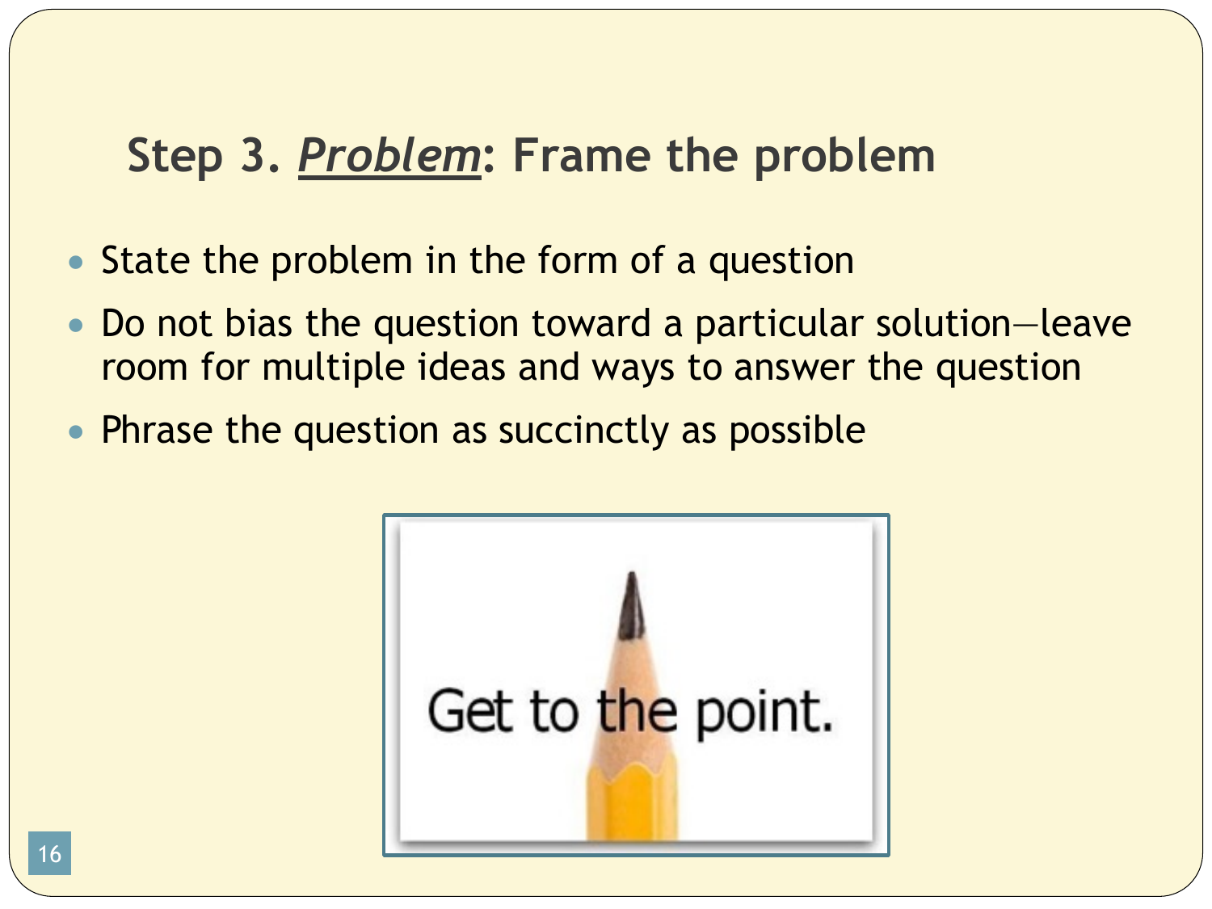## Step 3. ***Problem***: Frame the problem

- State the problem in the form of a question
- Do not bias the question toward a particular solution—leave room for multiple ideas and ways to answer the question
- Phrase the question as succinctly as possible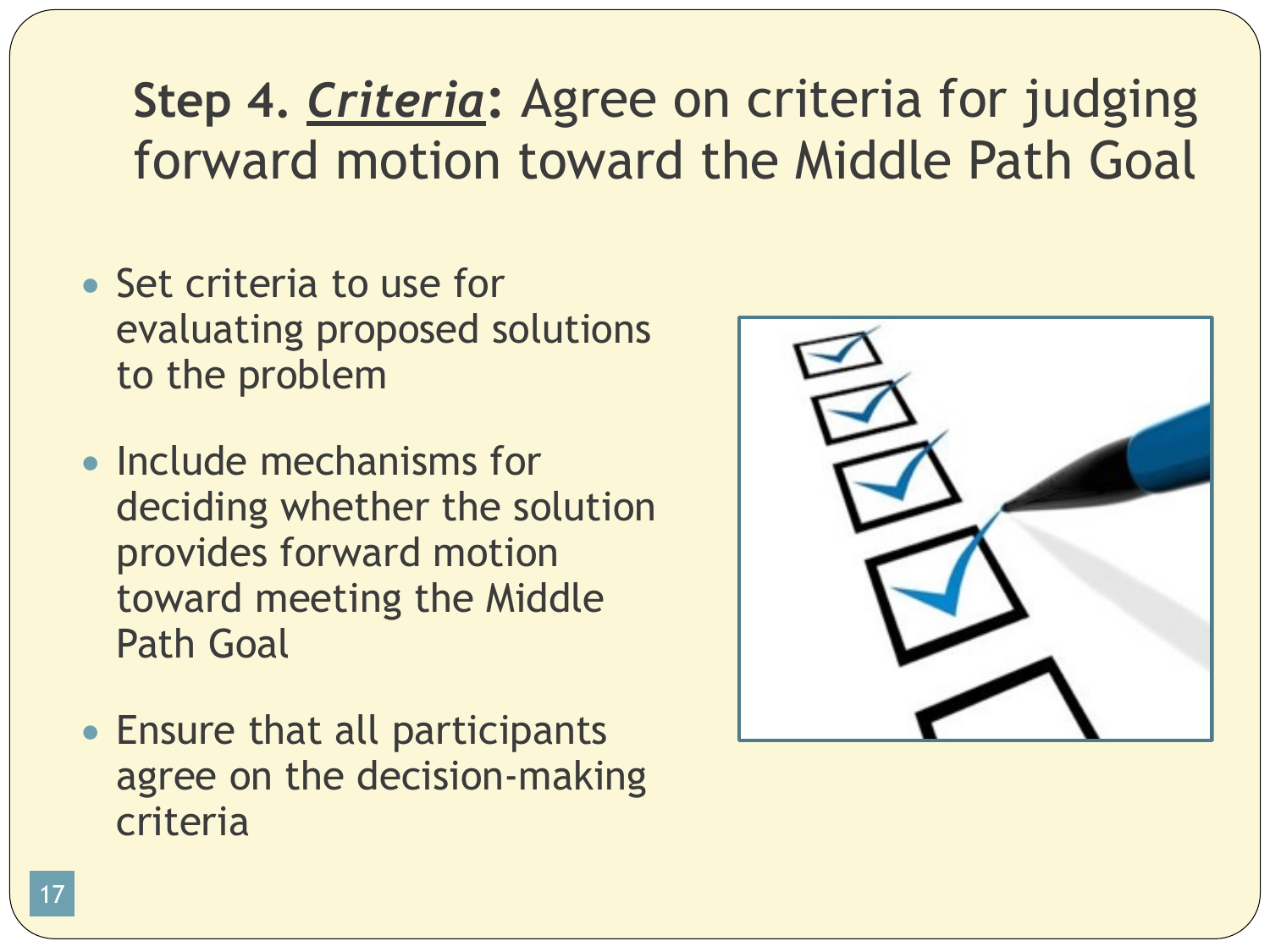# **Step 4. *Criteria*:** Agree on criteria for judging forward motion toward the Middle Path Goal

- Set criteria to use for evaluating proposed solutions to the problem
- Include mechanisms for deciding whether the solution provides forward motion toward meeting the Middle Path Goal
- Ensure that all participants agree on the decision-making criteria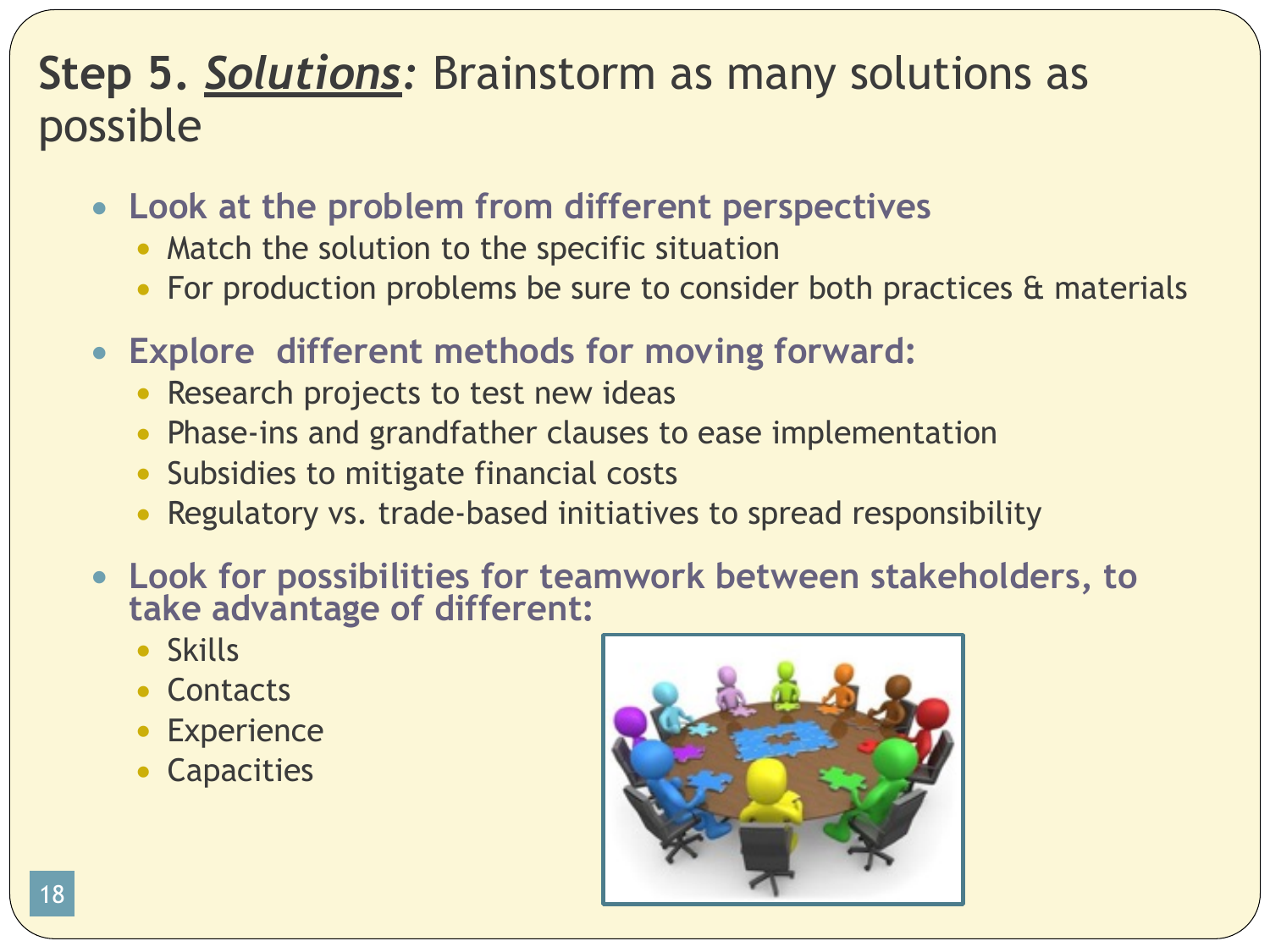## Step 5. ***Solutions:*** Brainstorm as many solutions as possible

- **Look at the problem from different perspectives**
  - Match the solution to the specific situation
  - For production problems be sure to consider both practices & materials
- **Explore different methods for moving forward:**
  - Research projects to test new ideas
  - Phase-ins and grandfather clauses to ease implementation
  - Subsidies to mitigate financial costs
  - Regulatory vs. trade-based initiatives to spread responsibility
- **Look for possibilities for teamwork between stakeholders, to take advantage of different:**
  - Skills
  - Contacts
  - Experience
  - Capacities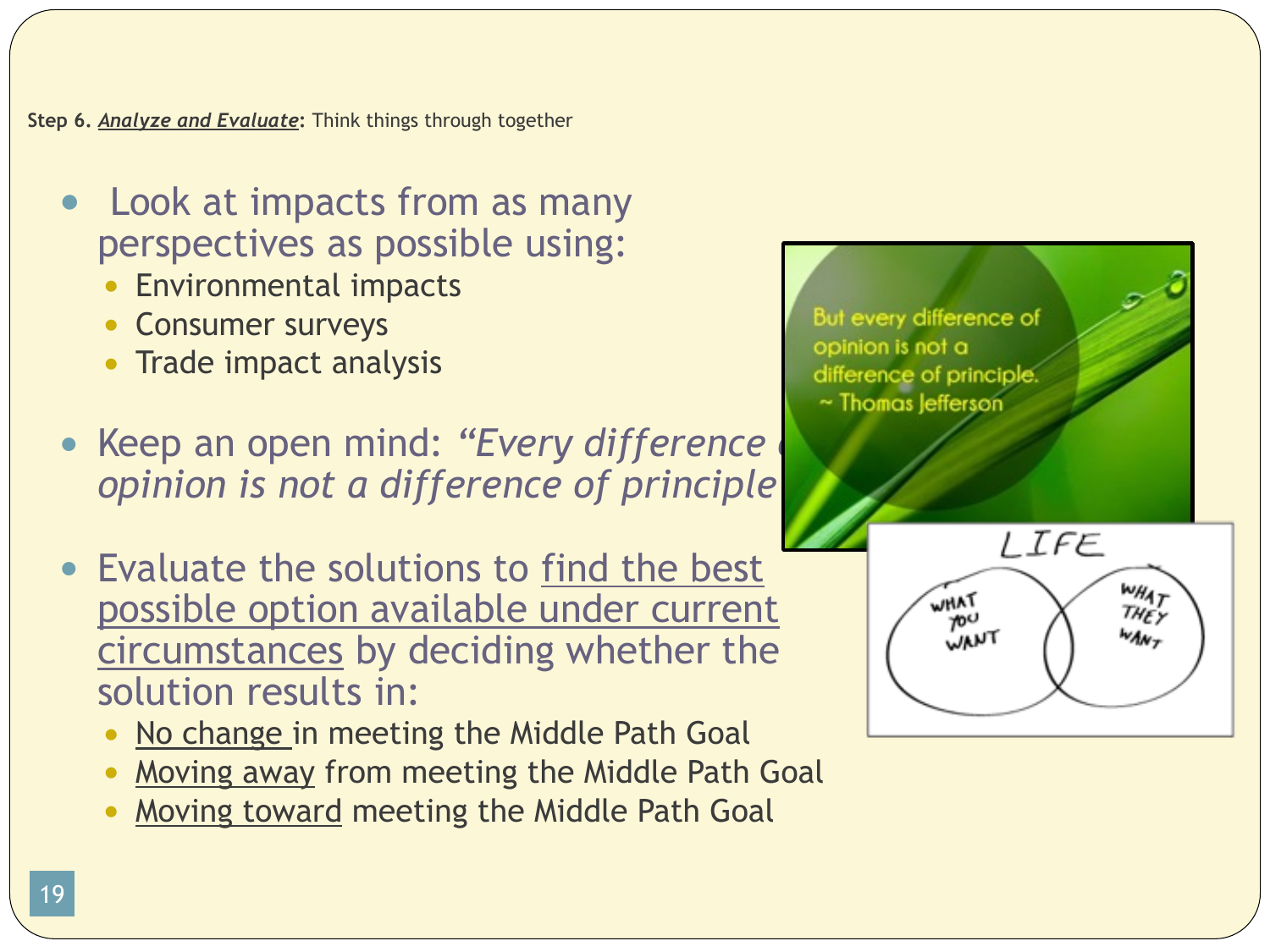**Step 6. *Analyze and Evaluate*:** Think things through together

- Look at impacts from as many perspectives as possible using:
  - Environmental impacts
  - Consumer surveys
  - Trade impact analysis
- Keep an open mind: *"Every difference of opinion is not a difference of principle"*
- Evaluate the solutions to find the best possible option available under current circumstances by deciding whether the solution results in:
  - No change in meeting the Middle Path Goal
  - Moving away from meeting the Middle Path Goal
  - Moving toward meeting the Middle Path Goal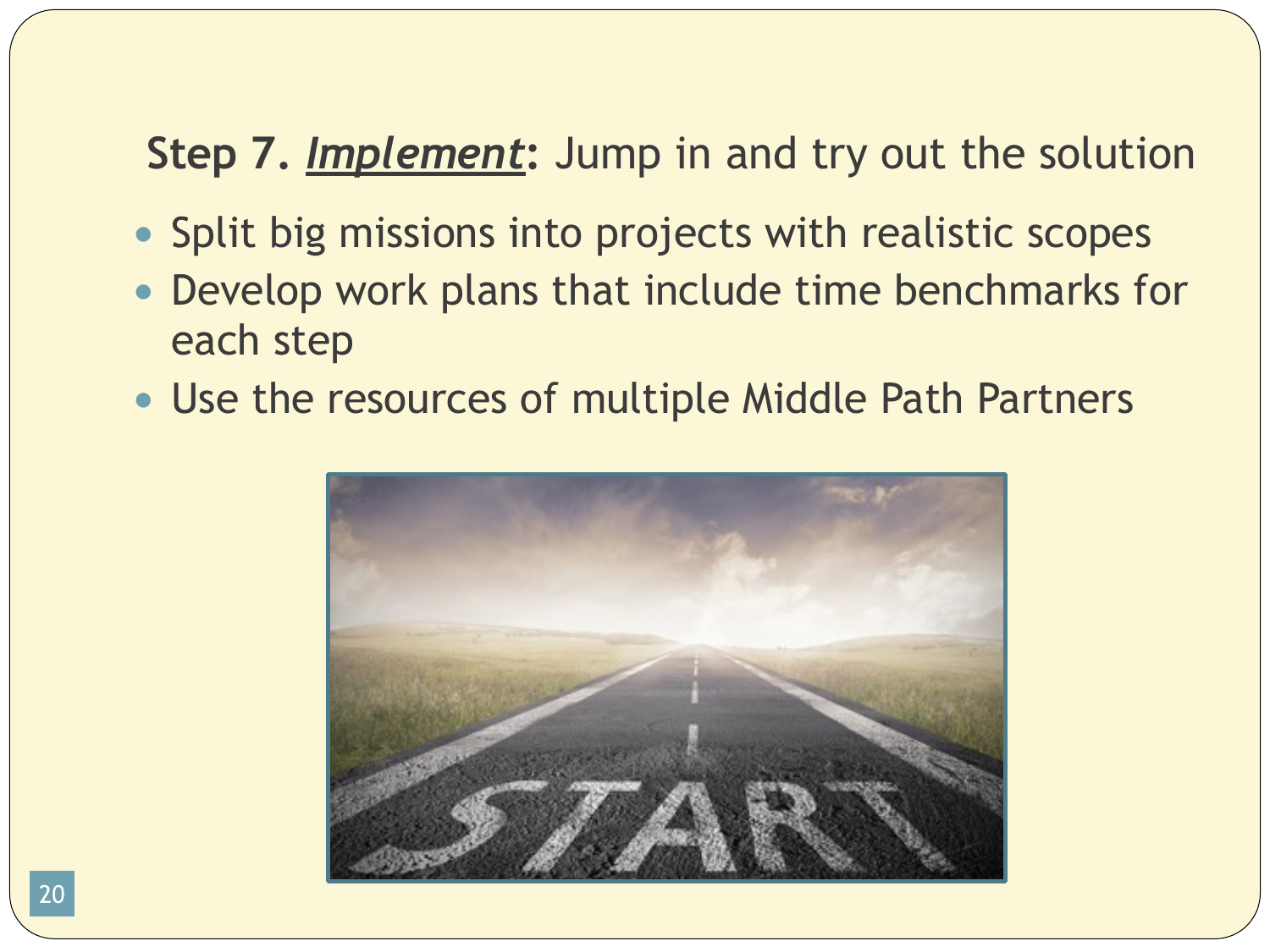**Step 7. *Implement*:** Jump in and try out the solution

- Split big missions into projects with realistic scopes
- Develop work plans that include time benchmarks for each step
- Use the resources of multiple Middle Path Partners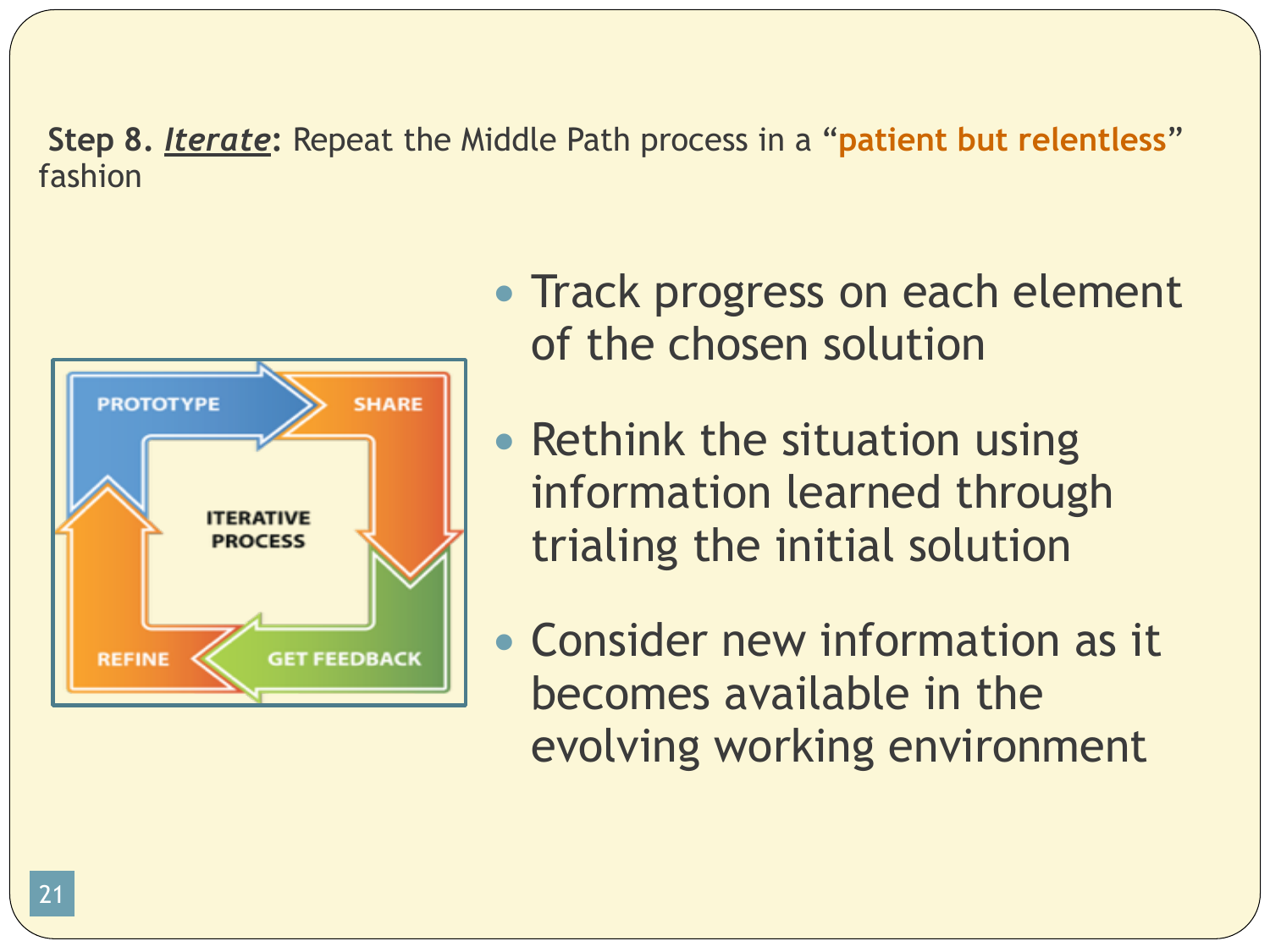**Step 8. *Iterate*:** Repeat the Middle Path process in a "**patient but relentless**" fashion

- Track progress on each element of the chosen solution
- Rethink the situation using information learned through trialing the initial solution
- Consider new information as it becomes available in the evolving working environment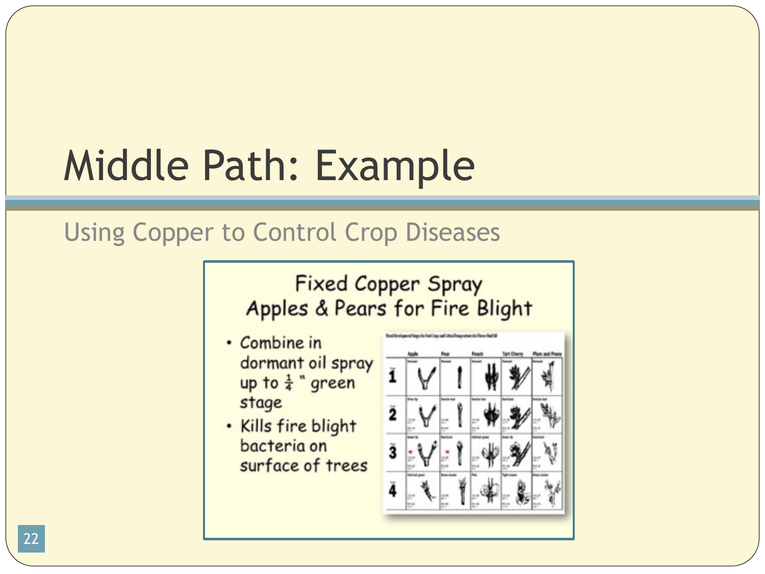# Middle Path: Example

## Using Copper to Control Crop Diseases

### Fixed Copper Spray Apples & Pears for Fire Blight

- Combine in dormant oil spray up to ¼ " green stage
- Kills fire blight bacteria on surface of trees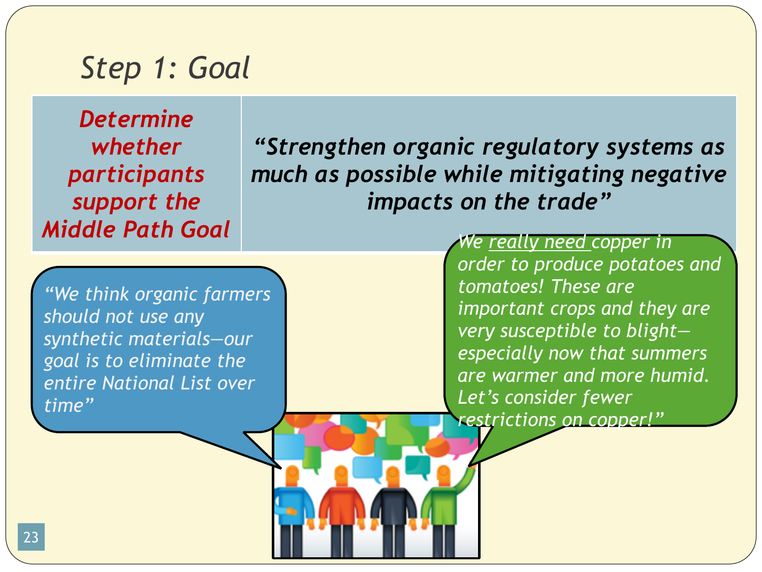# Step 1: Goal

| *Determine whether participants support the Middle Path Goal* | *"Strengthen organic regulatory systems as much as possible while mitigating negative impacts on the trade"* |
| --- | --- |

*"We think organic farmers should not use any synthetic materials—our goal is to eliminate the entire National List over time"*

*We really need copper in order to produce potatoes and tomatoes! These are important crops and they are very susceptible to blight—especially now that summers are warmer and more humid. Let's consider fewer restrictions on copper!"*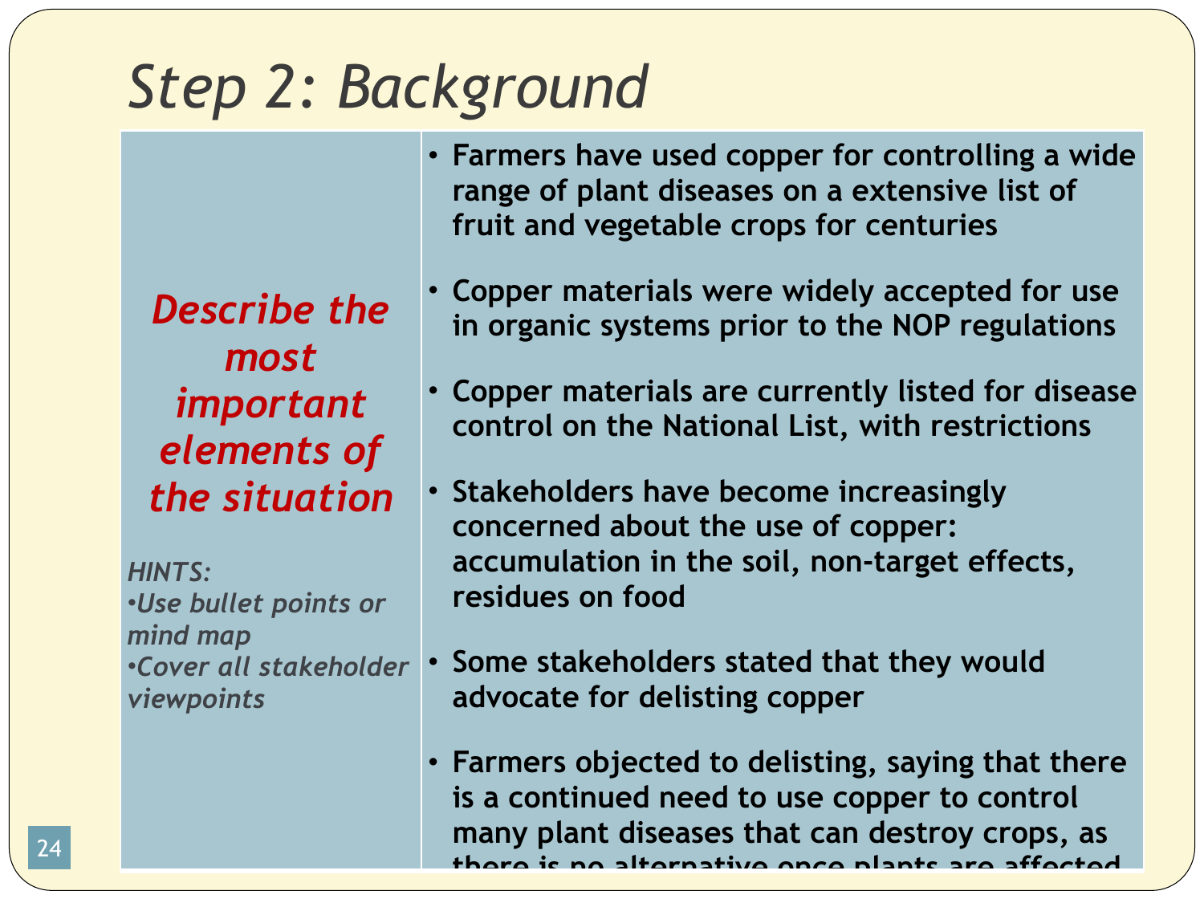# Step 2: Background

***Describe the most important elements of the situation***

*HINTS:*
*•Use bullet points or mind map*
*•Cover all stakeholder viewpoints*

- **Farmers have used copper for controlling a wide range of plant diseases on a extensive list of fruit and vegetable crops for centuries**
- **Copper materials were widely accepted for use in organic systems prior to the NOP regulations**
- **Copper materials are currently listed for disease control on the National List, with restrictions**
- **Stakeholders have become increasingly concerned about the use of copper: accumulation in the soil, non-target effects, residues on food**
- **Some stakeholders stated that they would advocate for delisting copper**
- **Farmers objected to delisting, saying that there is a continued need to use copper to control many plant diseases that can destroy crops, as there is no alternative once plants are affected**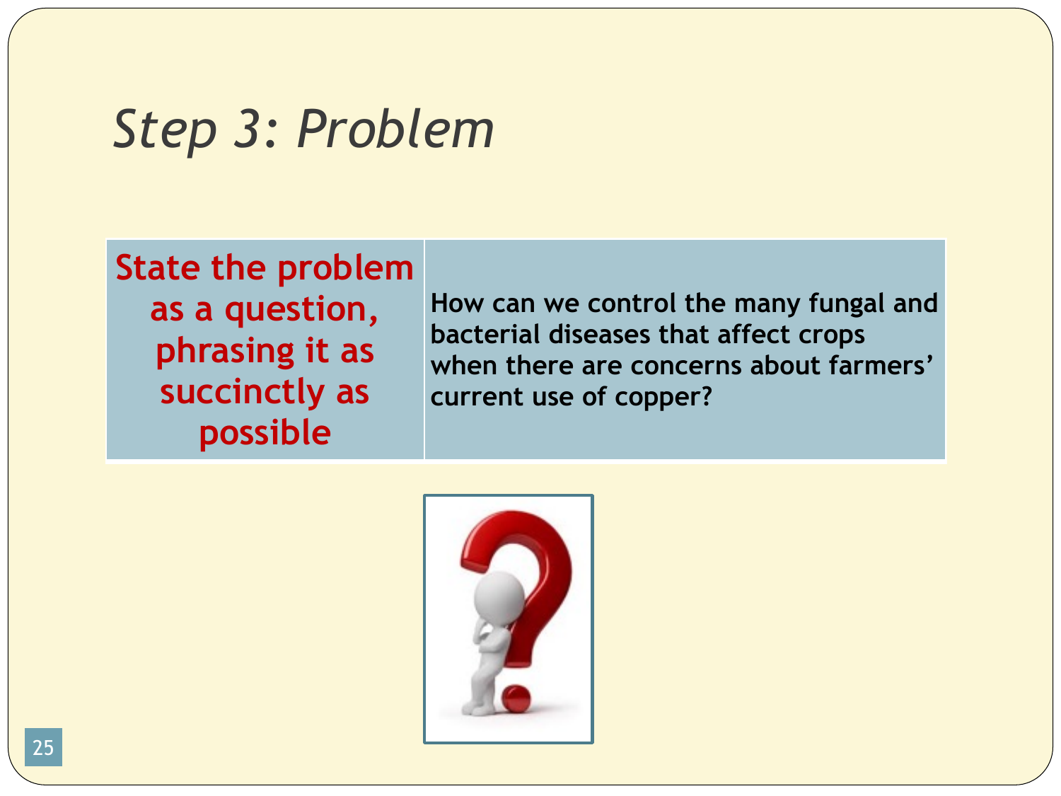# Step 3: Problem

| State the problem as a question, phrasing it as succinctly as possible | How can we control the many fungal and bacterial diseases that affect crops when there are concerns about farmers' current use of copper? |
|---|---|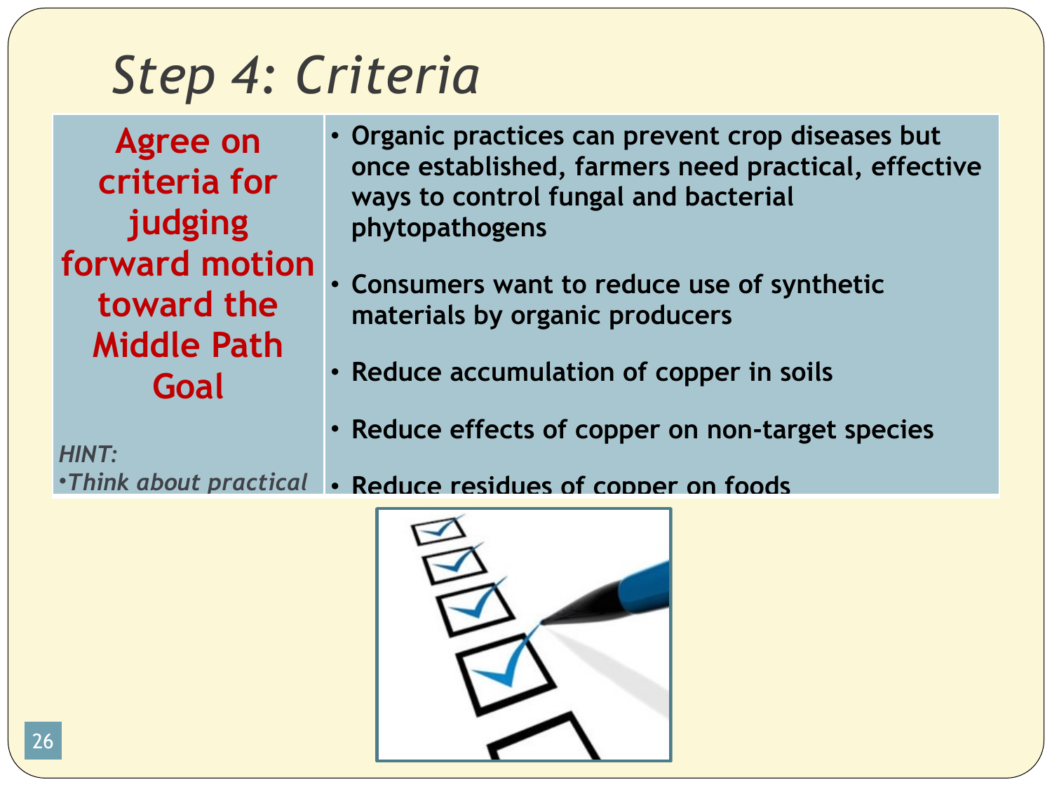# Step 4: Criteria

| Agree on criteria for judging forward motion toward the Middle Path Goal<br><br>*HINT:*<br>*•Think about practical* | • Organic practices can prevent crop diseases but once established, farmers need practical, effective ways to control fungal and bacterial phytopathogens<br><br>• Consumers want to reduce use of synthetic materials by organic producers<br><br>• Reduce accumulation of copper in soils<br><br>• Reduce effects of copper on non-target species<br><br>• Reduce residues of copper on foods |
|---|---|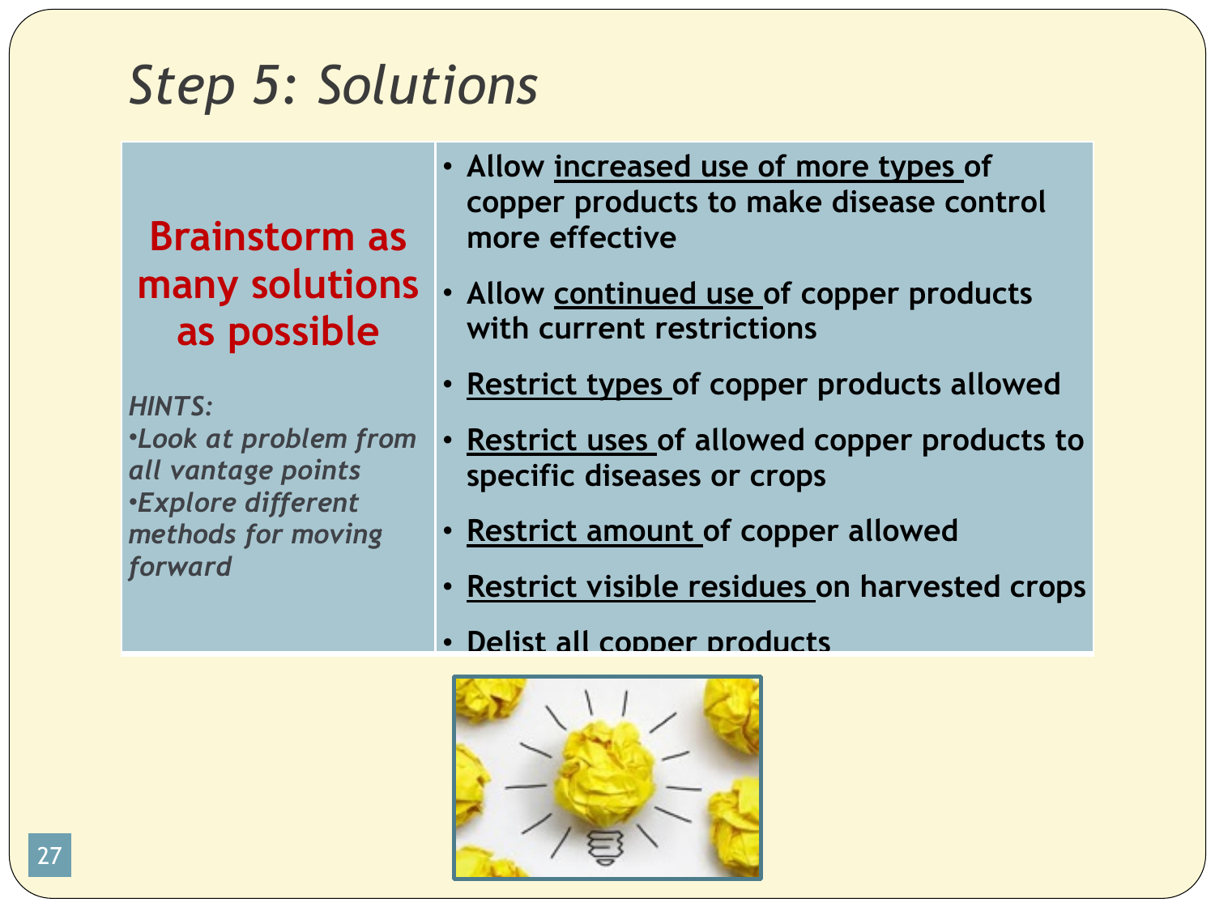# *Step 5: Solutions*

| **Brainstorm as many solutions as possible**<br><br>*HINTS:*<br>*•Look at problem from all vantage points*<br>*•Explore different methods for moving forward* | • **Allow <u>increased use of more types</u> of copper products to make disease control more effective**<br>• **Allow <u>continued use</u> of copper products with current restrictions**<br>• **<u>Restrict types</u> of copper products allowed**<br>• **<u>Restrict uses</u> of allowed copper products to specific diseases or crops**<br>• **<u>Restrict amount</u> of copper allowed**<br>• **<u>Restrict visible residues</u> on harvested crops**<br>• **Delist all copper products** |
|---|---|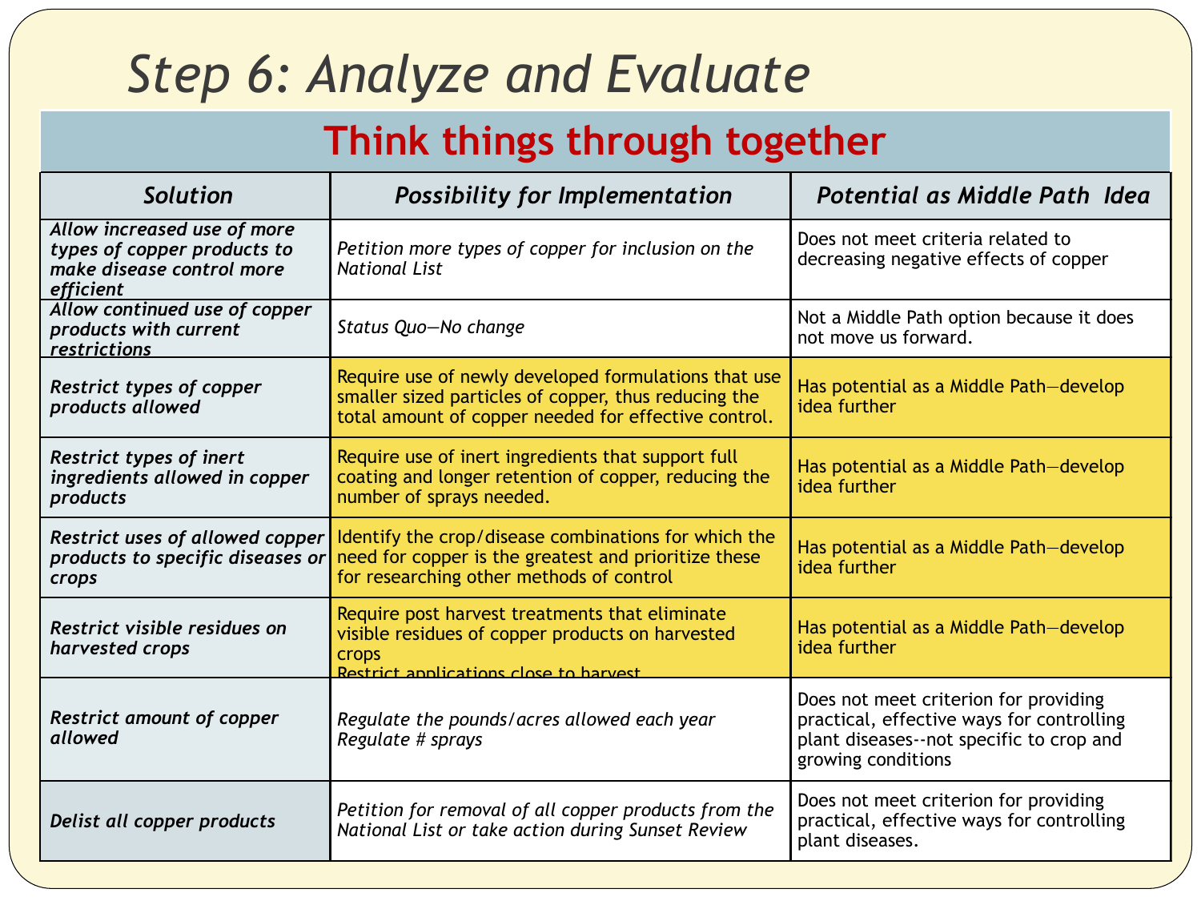# Step 6: Analyze and Evaluate

## Think things through together

| *Solution* | *Possibility for Implementation* | *Potential as Middle Path Idea* |
|---|---|---|
| ***Allow increased use of more types of copper products to make disease control more efficient*** | *Petition more types of copper for inclusion on the National List* | Does not meet criteria related to decreasing negative effects of copper |
| ***Allow continued use of copper products with current restrictions*** | *Status Quo—No change* | Not a Middle Path option because it does not move us forward. |
| ***Restrict types of copper products allowed*** | Require use of newly developed formulations that use smaller sized particles of copper, thus reducing the total amount of copper needed for effective control. | Has potential as a Middle Path—develop idea further |
| ***Restrict types of inert ingredients allowed in copper products*** | Require use of inert ingredients that support full coating and longer retention of copper, reducing the number of sprays needed. | Has potential as a Middle Path—develop idea further |
| ***Restrict uses of allowed copper products to specific diseases or crops*** | Identify the crop/disease combinations for which the need for copper is the greatest and prioritize these for researching other methods of control | Has potential as a Middle Path—develop idea further |
| ***Restrict visible residues on harvested crops*** | Require post harvest treatments that eliminate visible residues of copper products on harvested crops<br>Restrict applications close to harvest | Has potential as a Middle Path—develop idea further |
| ***Restrict amount of copper allowed*** | *Regulate the pounds/acres allowed each year*<br>*Regulate # sprays* | Does not meet criterion for providing practical, effective ways for controlling plant diseases--not specific to crop and growing conditions |
| ***Delist all copper products*** | *Petition for removal of all copper products from the National List or take action during Sunset Review* | Does not meet criterion for providing practical, effective ways for controlling plant diseases. |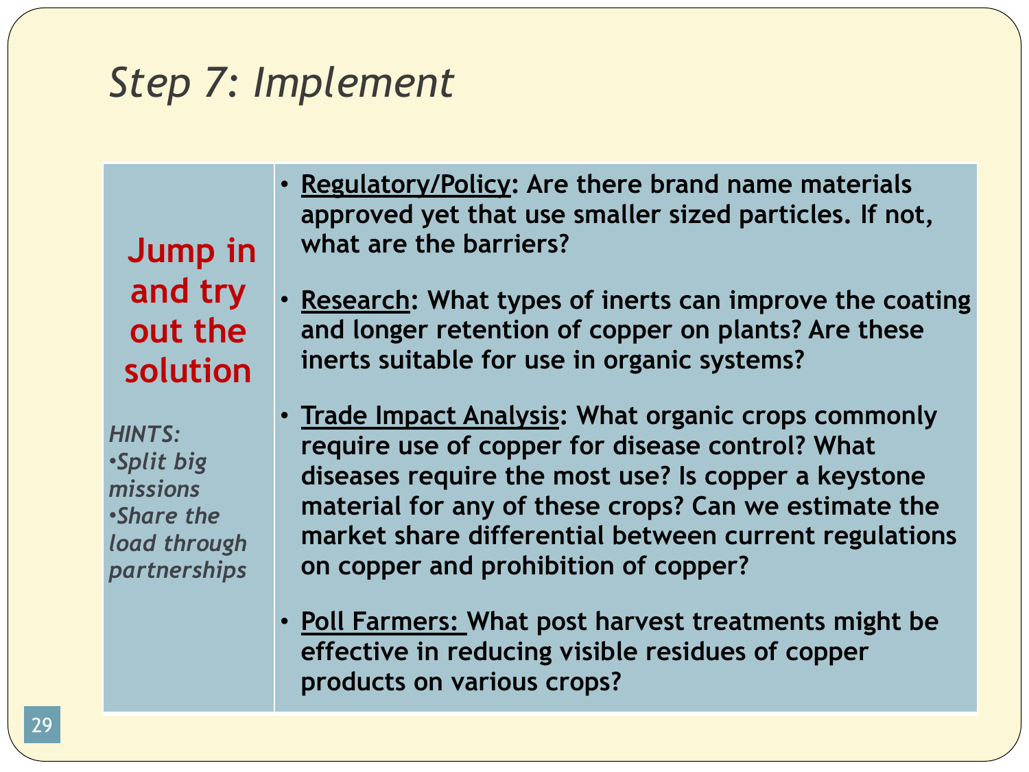# Step 7: Implement

| | |
|---|---|
| **Jump in and try out the solution**<br><br>*HINTS:*<br>*•Split big missions*<br>*•Share the load through partnerships* | • **Regulatory/Policy: Are there brand name materials approved yet that use smaller sized particles. If not, what are the barriers?**<br><br>• **Research: What types of inerts can improve the coating and longer retention of copper on plants? Are these inerts suitable for use in organic systems?**<br><br>• **Trade Impact Analysis: What organic crops commonly require use of copper for disease control? What diseases require the most use? Is copper a keystone material for any of these crops? Can we estimate the market share differential between current regulations on copper and prohibition of copper?**<br><br>• **Poll Farmers: What post harvest treatments might be effective in reducing visible residues of copper products on various crops?** |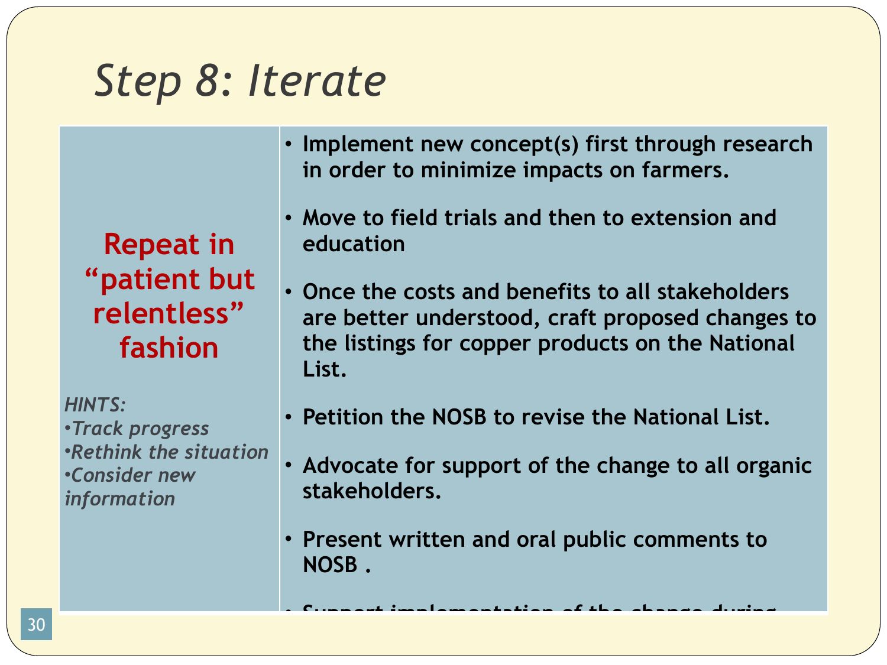# Step 8: Iterate

**Repeat in "patient but relentless" fashion**

*HINTS:*
- *Track progress*
- *Rethink the situation*
- *Consider new information*

- **Implement new concept(s) first through research in order to minimize impacts on farmers.**
- **Move to field trials and then to extension and education**
- **Once the costs and benefits to all stakeholders are better understood, craft proposed changes to the listings for copper products on the National List.**
- **Petition the NOSB to revise the National List.**
- **Advocate for support of the change to all organic stakeholders.**
- **Present written and oral public comments to NOSB .**
- **Support implementation of the change during**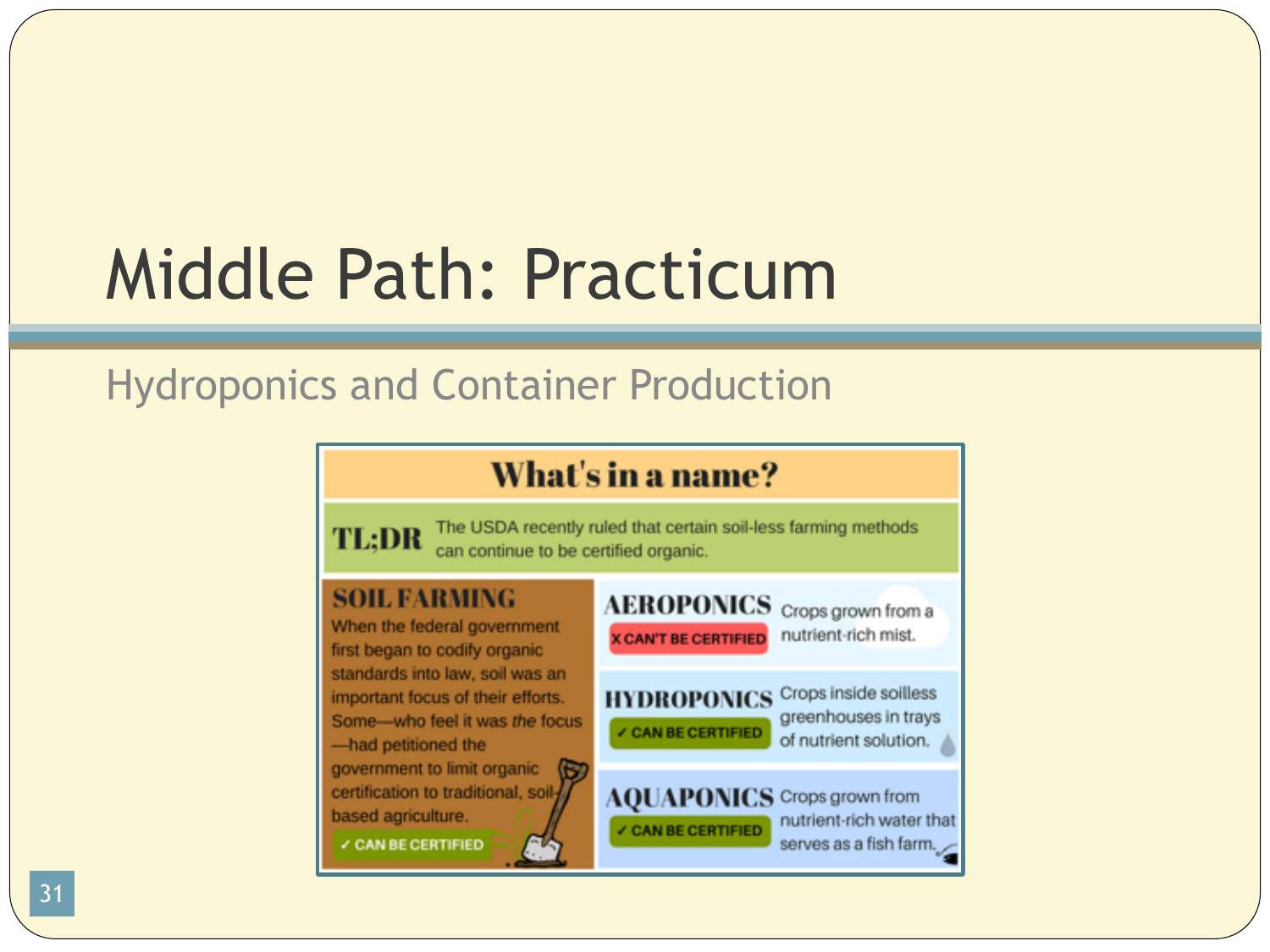# Middle Path: Practicum

Hydroponics and Container Production

## What's in a name?

**TL;DR** The USDA recently ruled that certain soil-less farming methods can continue to be certified organic.

### SOIL FARMING

When the federal government first began to codify organic standards into law, soil was an important focus of their efforts. Some—who feel it was *the* focus—had petitioned the government to limit organic certification to traditional, soil-based agriculture.

✓ CAN BE CERTIFIED

### AEROPONICS

✗ CAN'T BE CERTIFIED

Crops grown from a nutrient-rich mist.

### HYDROPONICS

✓ CAN BE CERTIFIED

Crops inside soilless greenhouses in trays of nutrient solution.

### AQUAPONICS

✓ CAN BE CERTIFIED

Crops grown from nutrient-rich water that serves as a fish farm.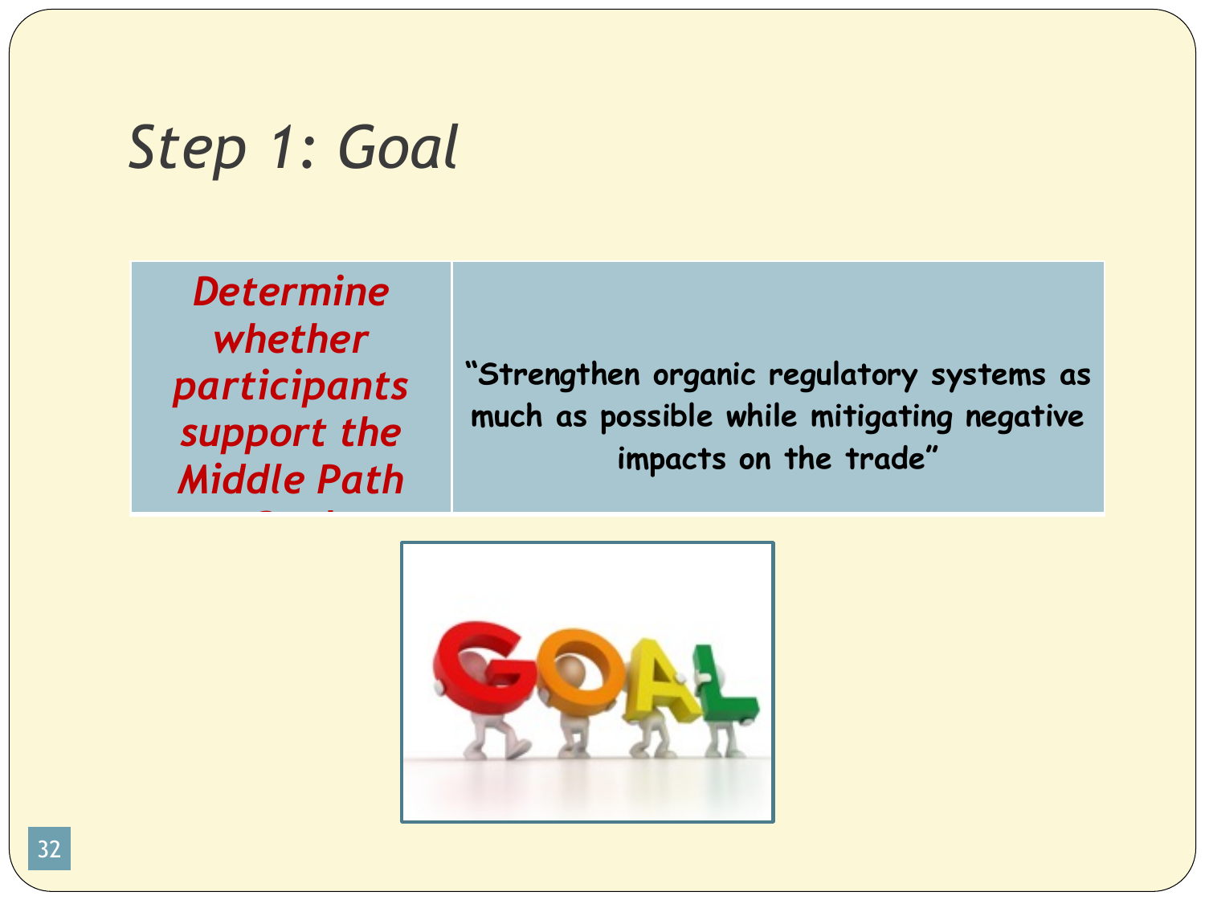# *Step 1: Goal*

| ***Determine whether participants support the Middle Path Goal*** | **"Strengthen organic regulatory systems as much as possible while mitigating negative impacts on the trade"** |
|---|---|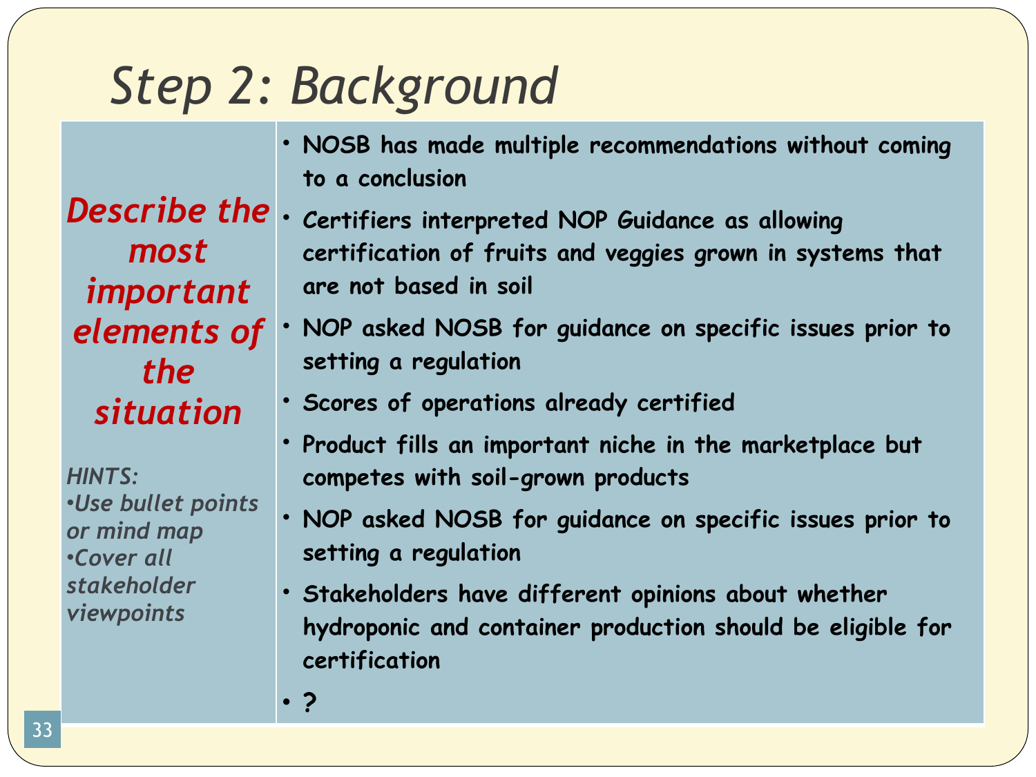# Step 2: Background

| ***Describe the most important elements of the situation***<br><br>*HINTS:*<br>*•Use bullet points or mind map*<br>*•Cover all stakeholder viewpoints* | • **NOSB has made multiple recommendations without coming to a conclusion**<br>• **Certifiers interpreted NOP Guidance as allowing certification of fruits and veggies grown in systems that are not based in soil**<br>• **NOP asked NOSB for guidance on specific issues prior to setting a regulation**<br>• **Scores of operations already certified**<br>• **Product fills an important niche in the marketplace but competes with soil-grown products**<br>• **NOP asked NOSB for guidance on specific issues prior to setting a regulation**<br>• **Stakeholders have different opinions about whether hydroponic and container production should be eligible for certification**<br>• **?** |
|---|---|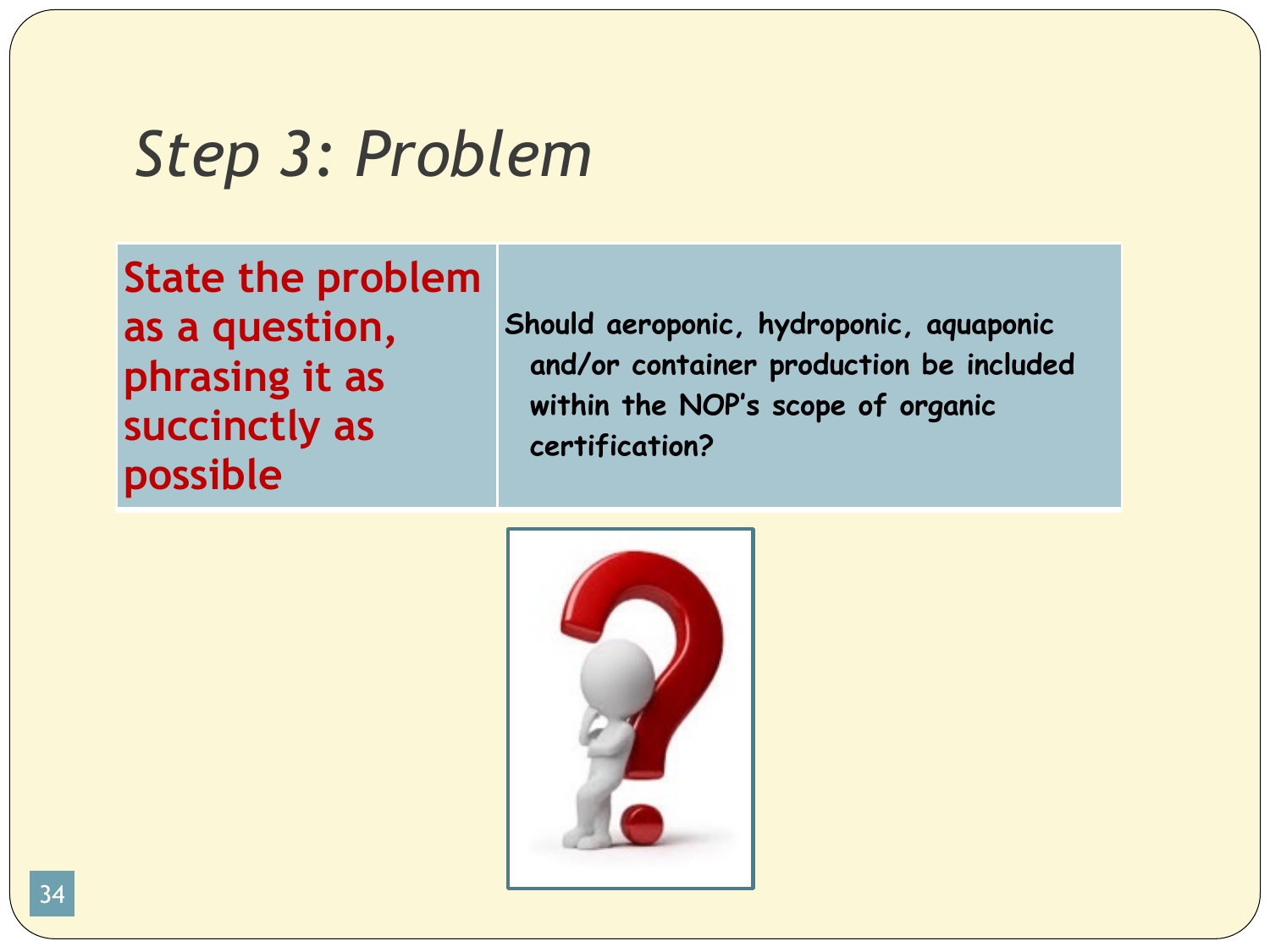# *Step 3: Problem*

| State the problem as a question, phrasing it as succinctly as possible | Should aeroponic, hydroponic, aquaponic and/or container production be included within the NOP's scope of organic certification? |
| --- | --- |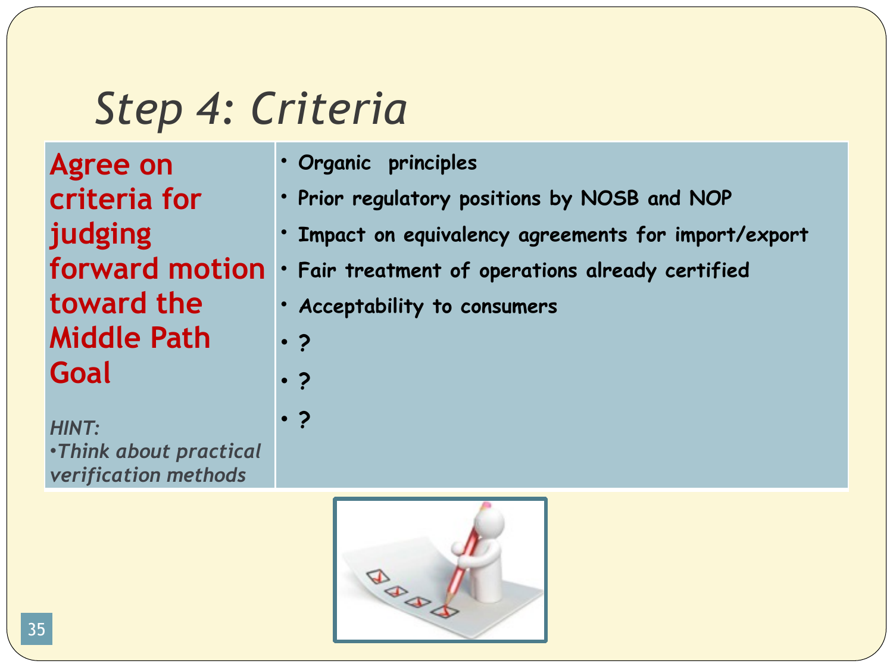# Step 4: Criteria

| **Agree on criteria for judging forward motion toward the Middle Path Goal**<br><br>*HINT:*<br>*•Think about practical verification methods* | • **Organic principles**<br>• **Prior regulatory positions by NOSB and NOP**<br>• **Impact on equivalency agreements for import/export**<br>• **Fair treatment of operations already certified**<br>• ***Acceptability to consumers***<br>• **?**<br>• **?**<br>• **?** |
| --- | --- |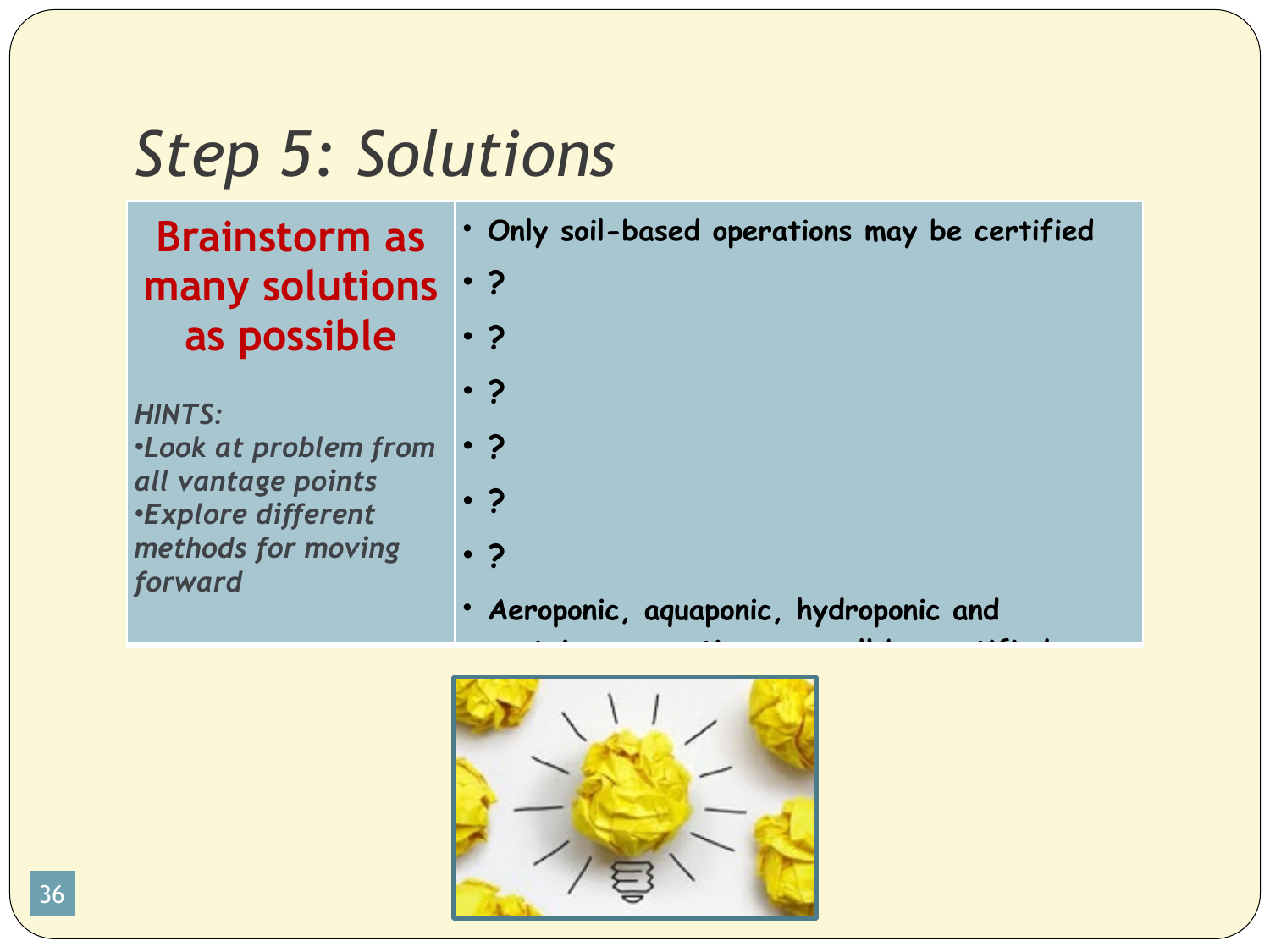# Step 5: Solutions

| **Brainstorm as many solutions as possible**<br><br>*HINTS:*<br>*•Look at problem from all vantage points*<br>*•Explore different methods for moving forward* | • **Only soil-based operations may be certified**<br>• **?**<br>• **?**<br>• **?**<br>• **?**<br>• **?**<br>• **?**<br>• **Aeroponic, aquaponic, hydroponic and** |
|---|---|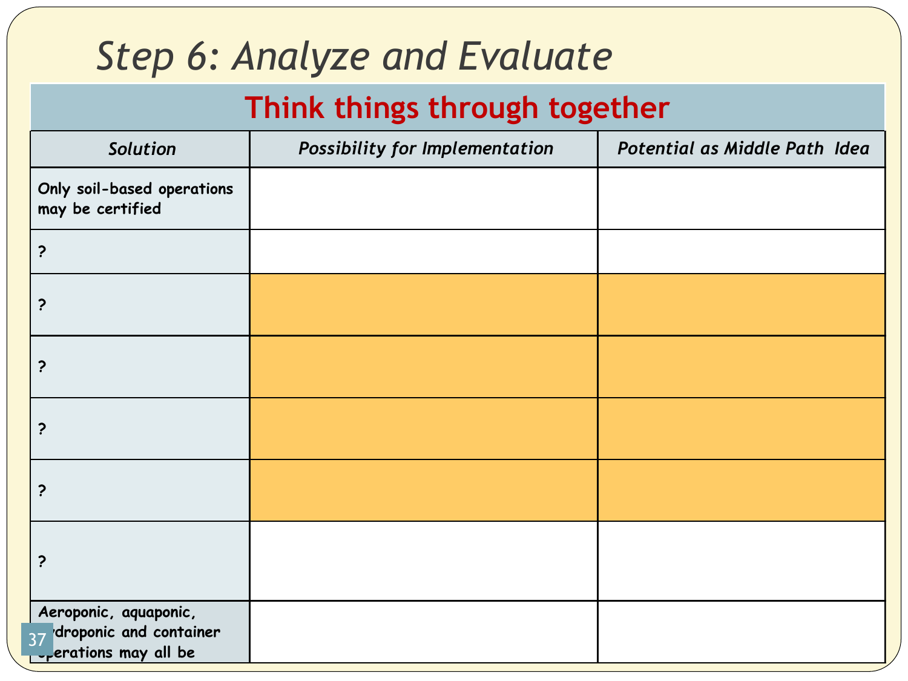# Step 6: Analyze and Evaluate

## Think things through together

| *Solution* | *Possibility for Implementation* | *Potential as Middle Path Idea* |
|---|---|---|
| **Only soil-based operations may be certified** | | |
| **?** | | |
| **?** | | |
| **?** | | |
| **?** | | |
| **?** | | |
| **?** | | |
| **Aeroponic, aquaponic, hydroponic and container operations may all be** | | |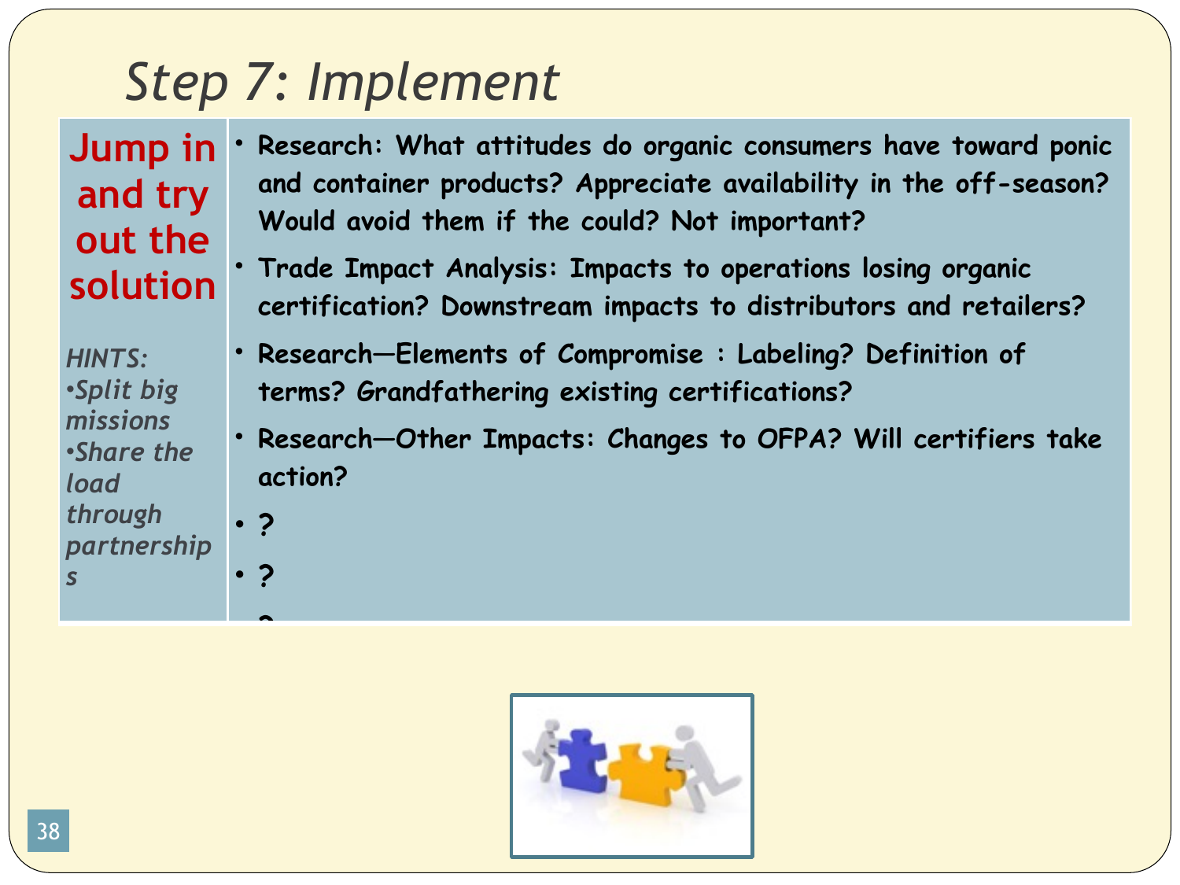# Step 7: Implement

| **Jump in and try out the solution**<br><br>*HINTS:*<br>*•Split big missions*<br>*•Share the load through partnerships* | • **Research: What attitudes do organic consumers have toward ponic and container products? Appreciate availability in the off-season? Would avoid them if the could? Not important?**<br>• **Trade Impact Analysis: Impacts to operations losing organic certification? Downstream impacts to distributors and retailers?**<br>• **Research—Elements of Compromise : Labeling? Definition of terms? Grandfathering existing certifications?**<br>• **Research—Other Impacts: Changes to OFPA? Will certifiers take action?**<br>• **?**<br>• **?**<br>• **?** |
|---|---|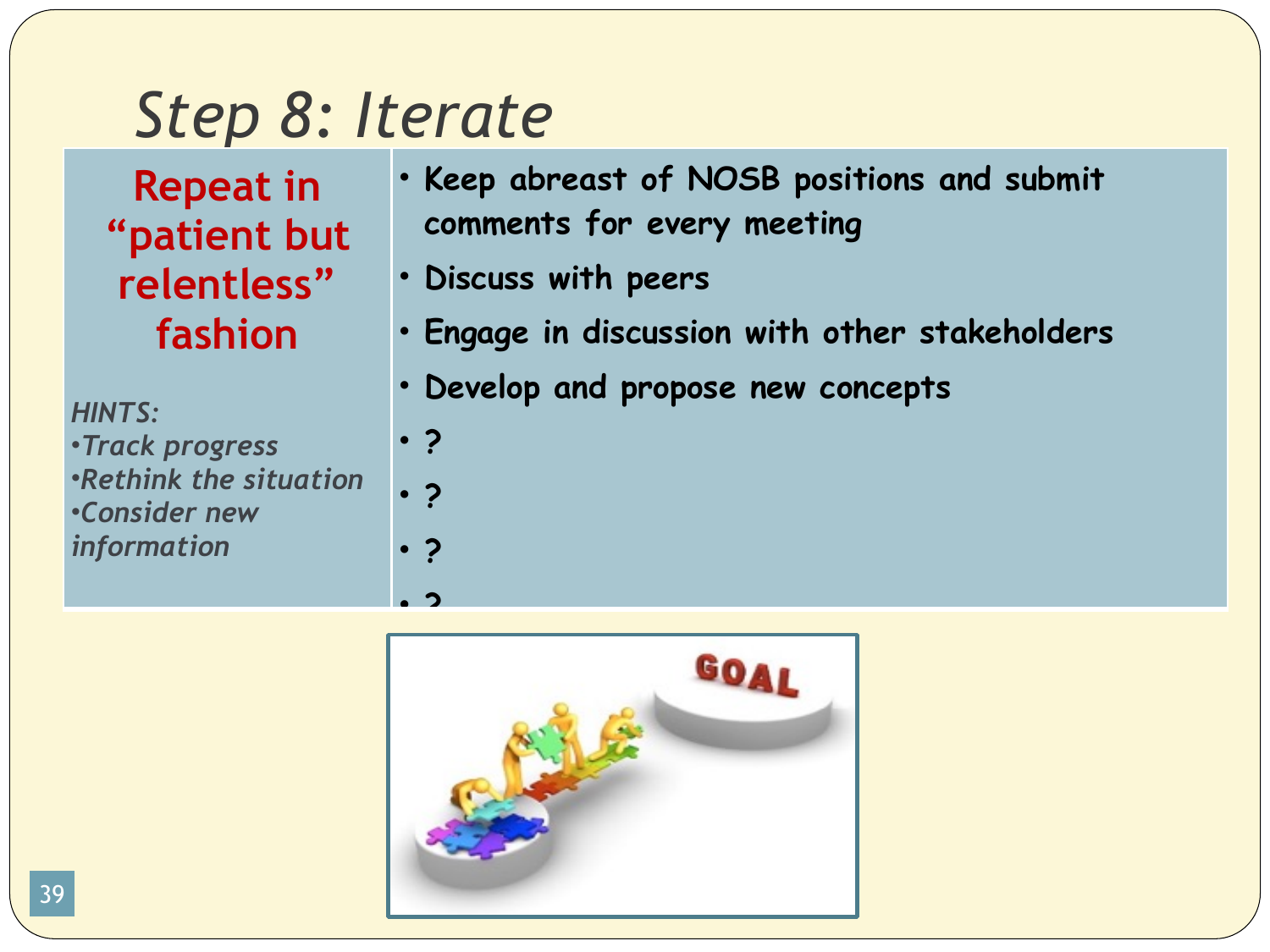# Step 8: Iterate

| Repeat in "patient but relentless" fashion<br><br>*HINTS:*<br>*•Track progress*<br>*•Rethink the situation*<br>*•Consider new information* | • **Keep abreast of NOSB positions and submit comments for every meeting**<br>• **Discuss with peers**<br>• **Engage in discussion with other stakeholders**<br>• **Develop and propose new concepts**<br>• **?**<br>• **?**<br>• **?**<br>• **?** |
|---|---|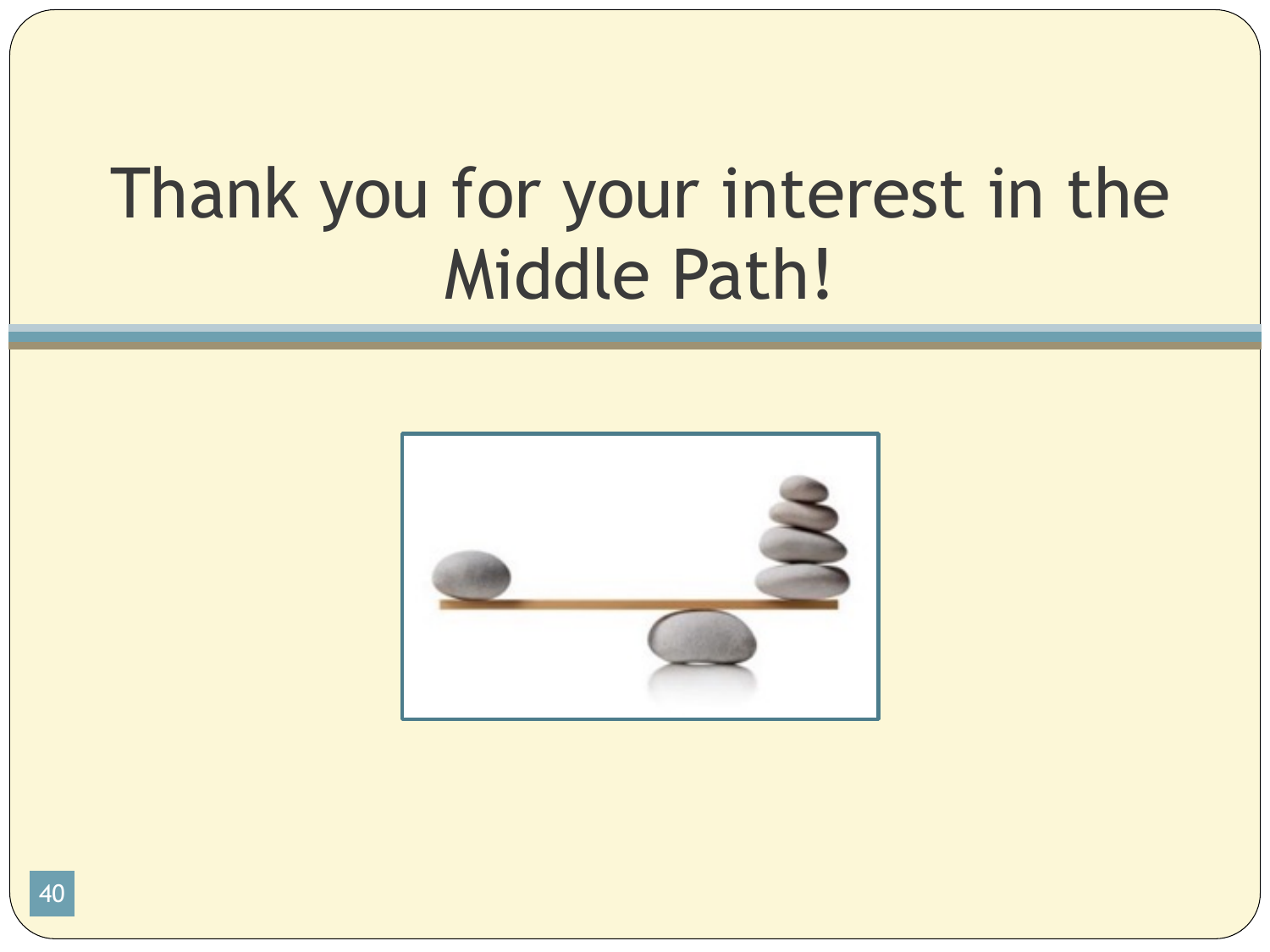# Thank you for your interest in the Middle Path!